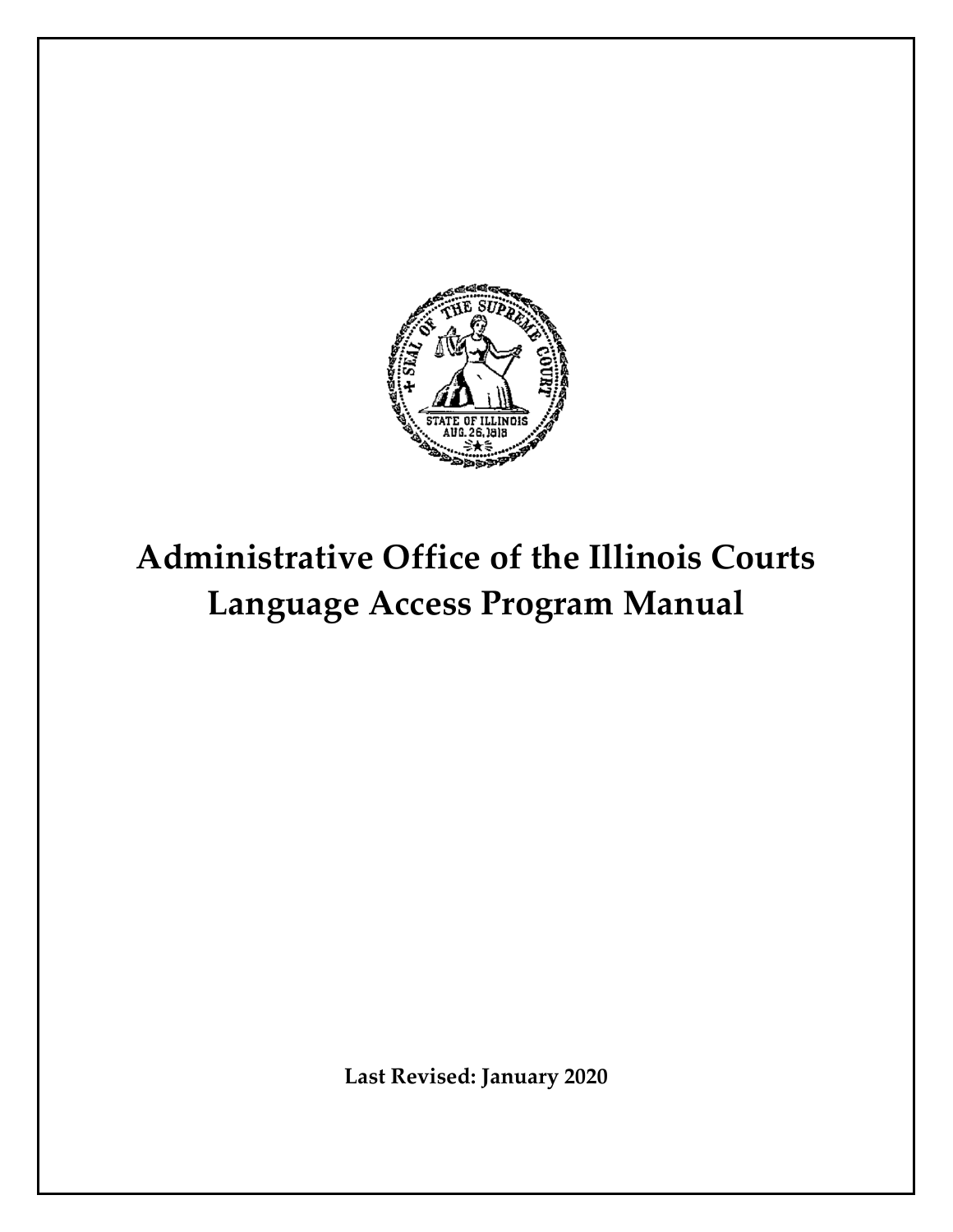# Administrative Office of the Illinois Courts Language Access Program Manual

**Last Revised: January 2020**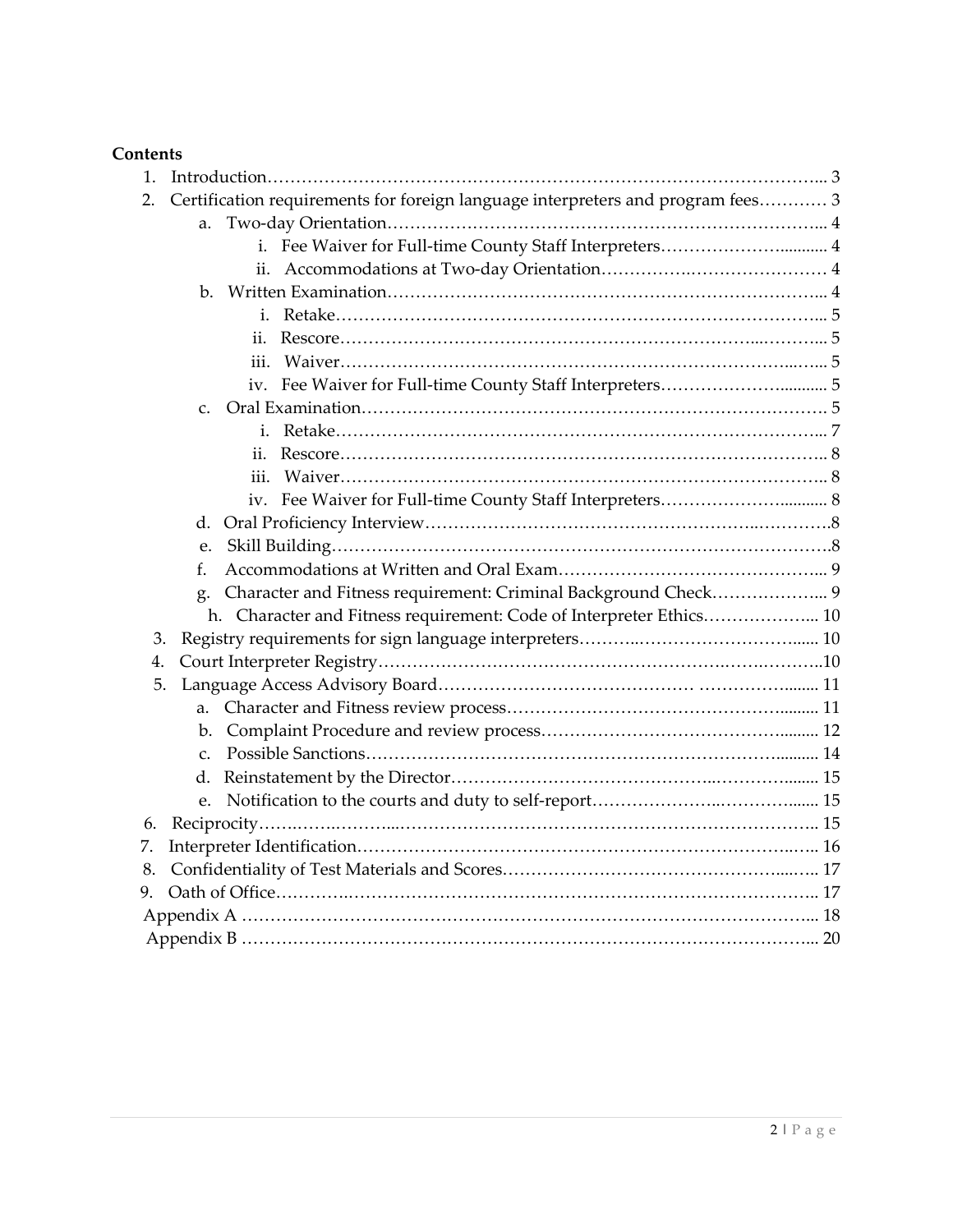**Contents**

1. Introduction…………………………………………………………………………………... 3
2. Certification requirements for foreign language interpreters and program fees………… 3
   a. Two-day Orientation…………………………………………………………………... 4
      i. Fee Waiver for Full-time County Staff Interpreters……………….......... 4
      ii. Accommodations at Two-day Orientation……………….…………………… 4
   b. Written Examination…………………………………………………………………... 4
      i. Retake…………………………………………………………………………... 5
      ii. Rescore……………………………………………………………...………... 5
      iii. Waiver…………………………………………………………………...…... 5
      iv. Fee Waiver for Full-time County Staff Interpreters……………….......... 5
   c. Oral Examination………………………………………………………………………. 5
      i. Retake…………………………………………………………………………... 7
      ii. Rescore……………………………………………………………………….. 8
      iii. Waiver……………………………………………………………………….. 8
      iv. Fee Waiver for Full-time County Staff Interpreters……………….......... 8
   d. Oral Proficiency Interview…………………………………………………..………….8
   e. Skill Building…………………………………………………………………………….8
   f. Accommodations at Written and Oral Exam………………………………….……... 9
   g. Character and Fitness requirement: Criminal Background Check………………... 9
   h. Character and Fitness requirement: Code of Interpreter Ethics………………... 10
3. Registry requirements for sign language interpreters………..………………………...... 10
4. Court Interpreter Registry…………………………………………………….…….……….10
5. Language Access Advisory Board…………………………………… …………….…..... 11
   a. Character and Fitness review process………………………………………….......... 11
   b. Complaint Procedure and review process…………………………………….......... 12
   c. Possible Sanctions………………………………………………………………….......... 14
   d. Reinstatement by the Director……………………………………..……………........ 15
   e. Notification to the courts and duty to self-report…………………..……………...... 15
6. Reciprocity…….……...……...……………………………………………………………….. 15
7. Interpreter Identification……………………………………………………………….……. 16
8. Confidentiality of Test Materials and Scores………………………………………....….. 17
9. Oath of Office………….…………………………………………………………………….. 17

Appendix A ……………………………………………………………………………………... 18

Appendix B ……………………………………………………………………………………... 20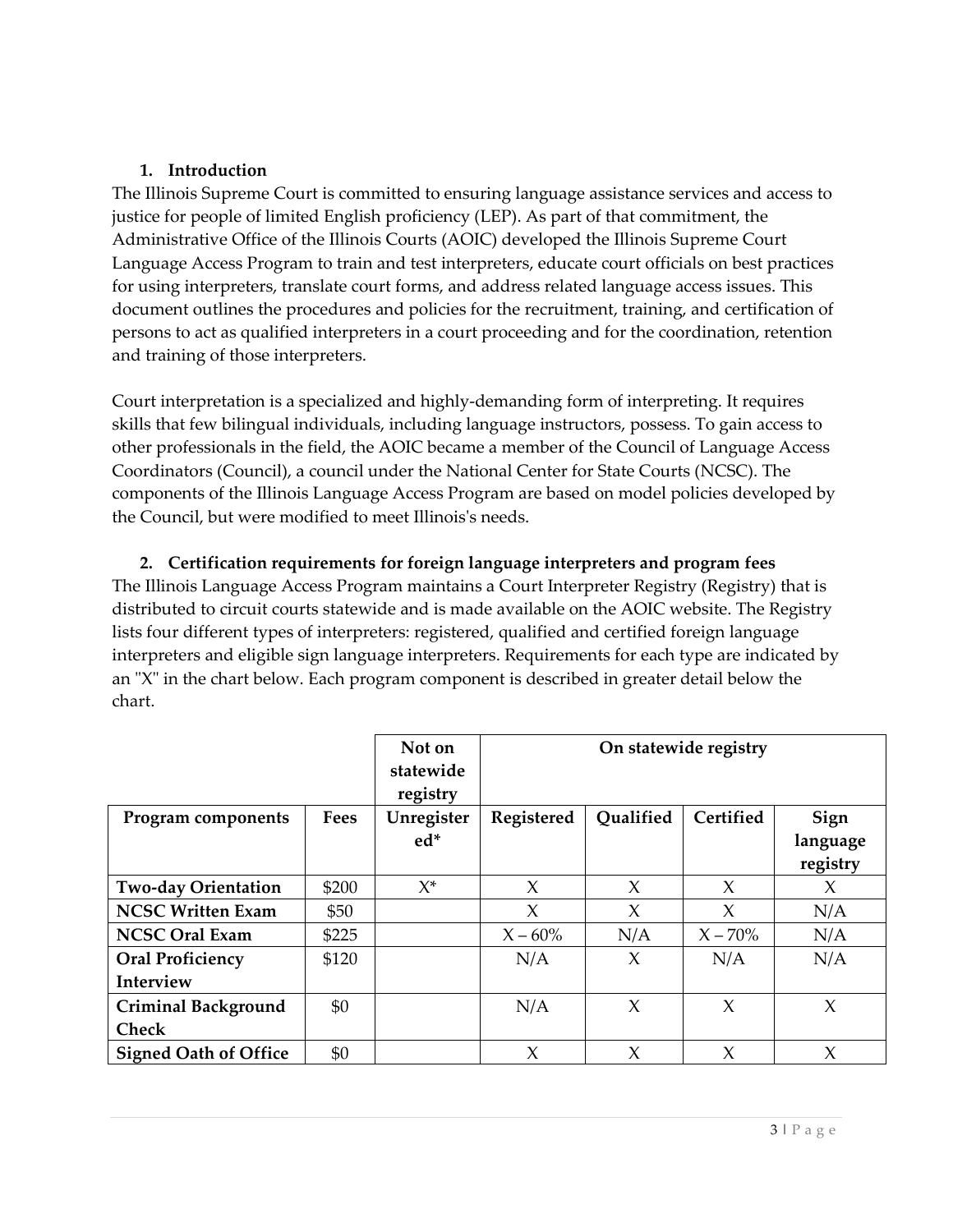1. **Introduction**

The Illinois Supreme Court is committed to ensuring language assistance services and access to justice for people of limited English proficiency (LEP). As part of that commitment, the Administrative Office of the Illinois Courts (AOIC) developed the Illinois Supreme Court Language Access Program to train and test interpreters, educate court officials on best practices for using interpreters, translate court forms, and address related language access issues. This document outlines the procedures and policies for the recruitment, training, and certification of persons to act as qualified interpreters in a court proceeding and for the coordination, retention and training of those interpreters.

Court interpretation is a specialized and highly-demanding form of interpreting. It requires skills that few bilingual individuals, including language instructors, possess. To gain access to other professionals in the field, the AOIC became a member of the Council of Language Access Coordinators (Council), a council under the National Center for State Courts (NCSC). The components of the Illinois Language Access Program are based on model policies developed by the Council, but were modified to meet Illinois's needs.

2. **Certification requirements for foreign language interpreters and program fees**

The Illinois Language Access Program maintains a Court Interpreter Registry (Registry) that is distributed to circuit courts statewide and is made available on the AOIC website. The Registry lists four different types of interpreters: registered, qualified and certified foreign language interpreters and eligible sign language interpreters. Requirements for each type are indicated by an "X" in the chart below. Each program component is described in greater detail below the chart.

| | | **Not on statewide registry** | **On statewide registry** | | | |
|---|---|---|---|---|---|---|
| **Program components** | **Fees** | **Unregistered*** | **Registered** | **Qualified** | **Certified** | **Sign language registry** |
| **Two-day Orientation** | $200 | X* | X | X | X | X |
| **NCSC Written Exam** | $50 | | X | X | X | N/A |
| **NCSC Oral Exam** | $225 | | X – 60% | N/A | X – 70% | N/A |
| **Oral Proficiency Interview** | $120 | | N/A | X | N/A | N/A |
| **Criminal Background Check** | $0 | | N/A | X | X | X |
| **Signed Oath of Office** | $0 | | X | X | X | X |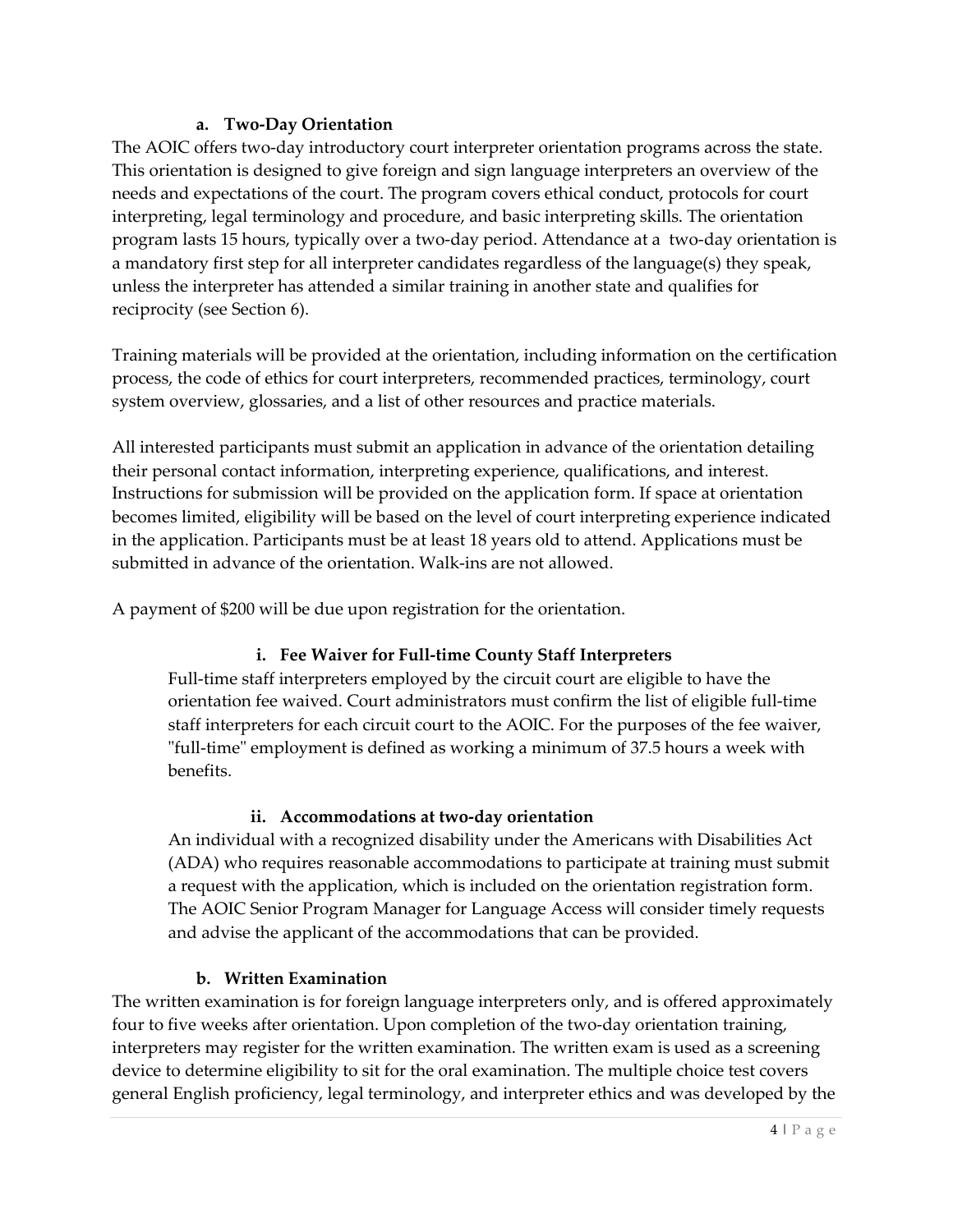### a. Two-Day Orientation

The AOIC offers two-day introductory court interpreter orientation programs across the state. This orientation is designed to give foreign and sign language interpreters an overview of the needs and expectations of the court. The program covers ethical conduct, protocols for court interpreting, legal terminology and procedure, and basic interpreting skills. The orientation program lasts 15 hours, typically over a two-day period. Attendance at a two-day orientation is a mandatory first step for all interpreter candidates regardless of the language(s) they speak, unless the interpreter has attended a similar training in another state and qualifies for reciprocity (see Section 6).

Training materials will be provided at the orientation, including information on the certification process, the code of ethics for court interpreters, recommended practices, terminology, court system overview, glossaries, and a list of other resources and practice materials.

All interested participants must submit an application in advance of the orientation detailing their personal contact information, interpreting experience, qualifications, and interest. Instructions for submission will be provided on the application form. If space at orientation becomes limited, eligibility will be based on the level of court interpreting experience indicated in the application. Participants must be at least 18 years old to attend. Applications must be submitted in advance of the orientation. Walk-ins are not allowed.

A payment of $200 will be due upon registration for the orientation.

#### i. Fee Waiver for Full-time County Staff Interpreters

Full-time staff interpreters employed by the circuit court are eligible to have the orientation fee waived. Court administrators must confirm the list of eligible full-time staff interpreters for each circuit court to the AOIC. For the purposes of the fee waiver, "full-time" employment is defined as working a minimum of 37.5 hours a week with benefits.

#### ii. Accommodations at two-day orientation

An individual with a recognized disability under the Americans with Disabilities Act (ADA) who requires reasonable accommodations to participate at training must submit a request with the application, which is included on the orientation registration form. The AOIC Senior Program Manager for Language Access will consider timely requests and advise the applicant of the accommodations that can be provided.

### b. Written Examination

The written examination is for foreign language interpreters only, and is offered approximately four to five weeks after orientation. Upon completion of the two-day orientation training, interpreters may register for the written examination. The written exam is used as a screening device to determine eligibility to sit for the oral examination. The multiple choice test covers general English proficiency, legal terminology, and interpreter ethics and was developed by the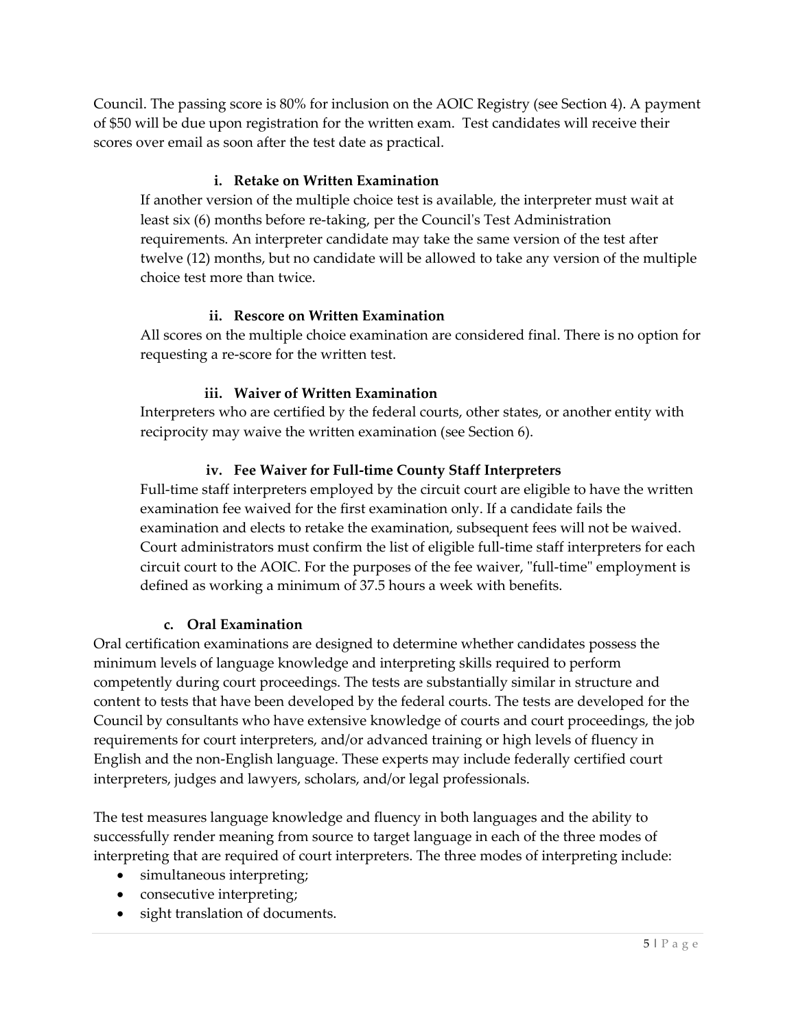Council. The passing score is 80% for inclusion on the AOIC Registry (see Section 4). A payment of $50 will be due upon registration for the written exam. Test candidates will receive their scores over email as soon after the test date as practical.

#### i. Retake on Written Examination

If another version of the multiple choice test is available, the interpreter must wait at least six (6) months before re-taking, per the Council's Test Administration requirements. An interpreter candidate may take the same version of the test after twelve (12) months, but no candidate will be allowed to take any version of the multiple choice test more than twice.

#### ii. Rescore on Written Examination

All scores on the multiple choice examination are considered final. There is no option for requesting a re-score for the written test.

#### iii. Waiver of Written Examination

Interpreters who are certified by the federal courts, other states, or another entity with reciprocity may waive the written examination (see Section 6).

#### iv. Fee Waiver for Full-time County Staff Interpreters

Full-time staff interpreters employed by the circuit court are eligible to have the written examination fee waived for the first examination only. If a candidate fails the examination and elects to retake the examination, subsequent fees will not be waived. Court administrators must confirm the list of eligible full-time staff interpreters for each circuit court to the AOIC. For the purposes of the fee waiver, "full-time" employment is defined as working a minimum of 37.5 hours a week with benefits.

### c. Oral Examination

Oral certification examinations are designed to determine whether candidates possess the minimum levels of language knowledge and interpreting skills required to perform competently during court proceedings. The tests are substantially similar in structure and content to tests that have been developed by the federal courts. The tests are developed for the Council by consultants who have extensive knowledge of courts and court proceedings, the job requirements for court interpreters, and/or advanced training or high levels of fluency in English and the non-English language. These experts may include federally certified court interpreters, judges and lawyers, scholars, and/or legal professionals.

The test measures language knowledge and fluency in both languages and the ability to successfully render meaning from source to target language in each of the three modes of interpreting that are required of court interpreters. The three modes of interpreting include:

- simultaneous interpreting;
- consecutive interpreting;
- sight translation of documents.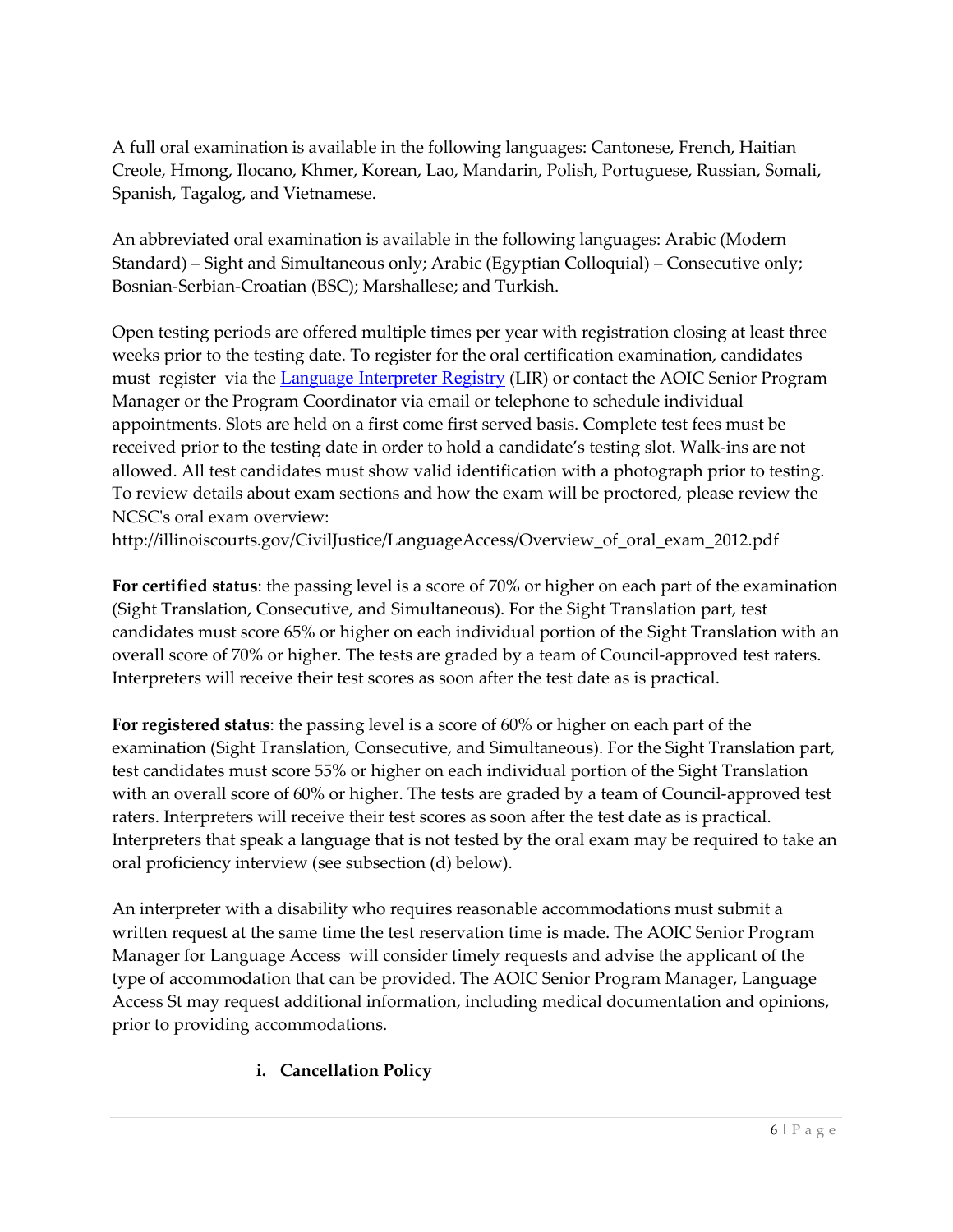A full oral examination is available in the following languages: Cantonese, French, Haitian Creole, Hmong, Ilocano, Khmer, Korean, Lao, Mandarin, Polish, Portuguese, Russian, Somali, Spanish, Tagalog, and Vietnamese.

An abbreviated oral examination is available in the following languages: Arabic (Modern Standard) – Sight and Simultaneous only; Arabic (Egyptian Colloquial) – Consecutive only; Bosnian-Serbian-Croatian (BSC); Marshallese; and Turkish.

Open testing periods are offered multiple times per year with registration closing at least three weeks prior to the testing date. To register for the oral certification examination, candidates must register via the [Language Interpreter Registry](Language Interpreter Registry) (LIR) or contact the AOIC Senior Program Manager or the Program Coordinator via email or telephone to schedule individual appointments. Slots are held on a first come first served basis. Complete test fees must be received prior to the testing date in order to hold a candidate's testing slot. Walk-ins are not allowed. All test candidates must show valid identification with a photograph prior to testing. To review details about exam sections and how the exam will be proctored, please review the NCSC's oral exam overview: http://illinoiscourts.gov/CivilJustice/LanguageAccess/Overview_of_oral_exam_2012.pdf

**For certified status**: the passing level is a score of 70% or higher on each part of the examination (Sight Translation, Consecutive, and Simultaneous). For the Sight Translation part, test candidates must score 65% or higher on each individual portion of the Sight Translation with an overall score of 70% or higher. The tests are graded by a team of Council-approved test raters. Interpreters will receive their test scores as soon after the test date as is practical.

**For registered status**: the passing level is a score of 60% or higher on each part of the examination (Sight Translation, Consecutive, and Simultaneous). For the Sight Translation part, test candidates must score 55% or higher on each individual portion of the Sight Translation with an overall score of 60% or higher. The tests are graded by a team of Council-approved test raters. Interpreters will receive their test scores as soon after the test date as is practical. Interpreters that speak a language that is not tested by the oral exam may be required to take an oral proficiency interview (see subsection (d) below).

An interpreter with a disability who requires reasonable accommodations must submit a written request at the same time the test reservation time is made. The AOIC Senior Program Manager for Language Access will consider timely requests and advise the applicant of the type of accommodation that can be provided. The AOIC Senior Program Manager, Language Access St may request additional information, including medical documentation and opinions, prior to providing accommodations.

#### i. Cancellation Policy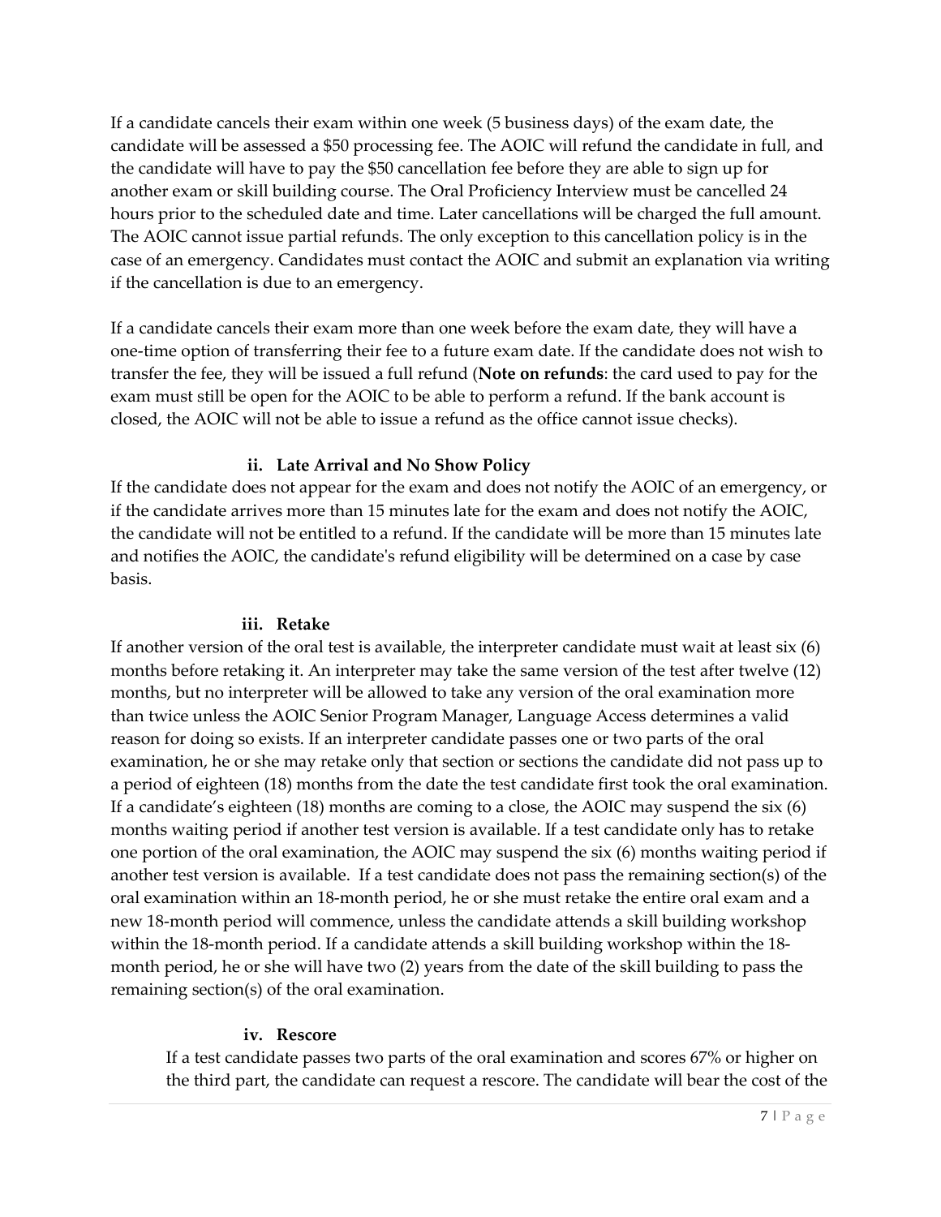If a candidate cancels their exam within one week (5 business days) of the exam date, the candidate will be assessed a $50 processing fee. The AOIC will refund the candidate in full, and the candidate will have to pay the $50 cancellation fee before they are able to sign up for another exam or skill building course. The Oral Proficiency Interview must be cancelled 24 hours prior to the scheduled date and time. Later cancellations will be charged the full amount. The AOIC cannot issue partial refunds. The only exception to this cancellation policy is in the case of an emergency. Candidates must contact the AOIC and submit an explanation via writing if the cancellation is due to an emergency.

If a candidate cancels their exam more than one week before the exam date, they will have a one-time option of transferring their fee to a future exam date. If the candidate does not wish to transfer the fee, they will be issued a full refund (**Note on refunds**: the card used to pay for the exam must still be open for the AOIC to be able to perform a refund. If the bank account is closed, the AOIC will not be able to issue a refund as the office cannot issue checks).

#### ii. Late Arrival and No Show Policy

If the candidate does not appear for the exam and does not notify the AOIC of an emergency, or if the candidate arrives more than 15 minutes late for the exam and does not notify the AOIC, the candidate will not be entitled to a refund. If the candidate will be more than 15 minutes late and notifies the AOIC, the candidate's refund eligibility will be determined on a case by case basis.

#### iii. Retake

If another version of the oral test is available, the interpreter candidate must wait at least six (6) months before retaking it. An interpreter may take the same version of the test after twelve (12) months, but no interpreter will be allowed to take any version of the oral examination more than twice unless the AOIC Senior Program Manager, Language Access determines a valid reason for doing so exists. If an interpreter candidate passes one or two parts of the oral examination, he or she may retake only that section or sections the candidate did not pass up to a period of eighteen (18) months from the date the test candidate first took the oral examination. If a candidate's eighteen (18) months are coming to a close, the AOIC may suspend the six (6) months waiting period if another test version is available. If a test candidate only has to retake one portion of the oral examination, the AOIC may suspend the six (6) months waiting period if another test version is available. If a test candidate does not pass the remaining section(s) of the oral examination within an 18-month period, he or she must retake the entire oral exam and a new 18-month period will commence, unless the candidate attends a skill building workshop within the 18-month period. If a candidate attends a skill building workshop within the 18-month period, he or she will have two (2) years from the date of the skill building to pass the remaining section(s) of the oral examination.

#### iv. Rescore

If a test candidate passes two parts of the oral examination and scores 67% or higher on the third part, the candidate can request a rescore. The candidate will bear the cost of the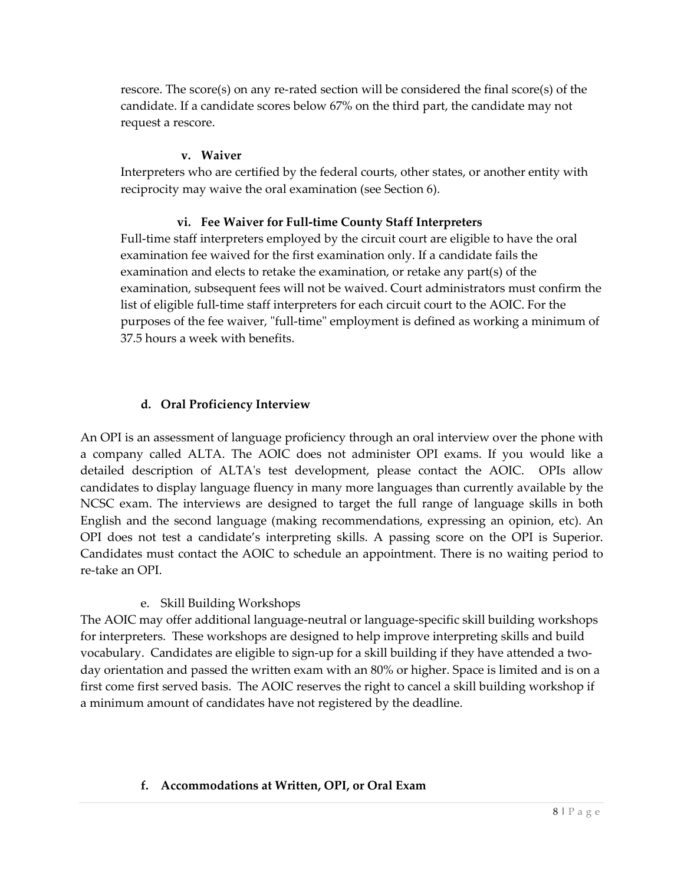rescore. The score(s) on any re-rated section will be considered the final score(s) of the candidate. If a candidate scores below 67% on the third part, the candidate may not request a rescore.

#### v. Waiver

Interpreters who are certified by the federal courts, other states, or another entity with reciprocity may waive the oral examination (see Section 6).

#### vi. Fee Waiver for Full-time County Staff Interpreters

Full-time staff interpreters employed by the circuit court are eligible to have the oral examination fee waived for the first examination only. If a candidate fails the examination and elects to retake the examination, or retake any part(s) of the examination, subsequent fees will not be waived. Court administrators must confirm the list of eligible full-time staff interpreters for each circuit court to the AOIC. For the purposes of the fee waiver, "full-time" employment is defined as working a minimum of 37.5 hours a week with benefits.

### d. Oral Proficiency Interview

An OPI is an assessment of language proficiency through an oral interview over the phone with a company called ALTA. The AOIC does not administer OPI exams. If you would like a detailed description of ALTA's test development, please contact the AOIC. OPIs allow candidates to display language fluency in many more languages than currently available by the NCSC exam. The interviews are designed to target the full range of language skills in both English and the second language (making recommendations, expressing an opinion, etc). An OPI does not test a candidate's interpreting skills. A passing score on the OPI is Superior. Candidates must contact the AOIC to schedule an appointment. There is no waiting period to re-take an OPI.

### e. Skill Building Workshops

The AOIC may offer additional language-neutral or language-specific skill building workshops for interpreters. These workshops are designed to help improve interpreting skills and build vocabulary. Candidates are eligible to sign-up for a skill building if they have attended a two-day orientation and passed the written exam with an 80% or higher. Space is limited and is on a first come first served basis. The AOIC reserves the right to cancel a skill building workshop if a minimum amount of candidates have not registered by the deadline.

### f. Accommodations at Written, OPI, or Oral Exam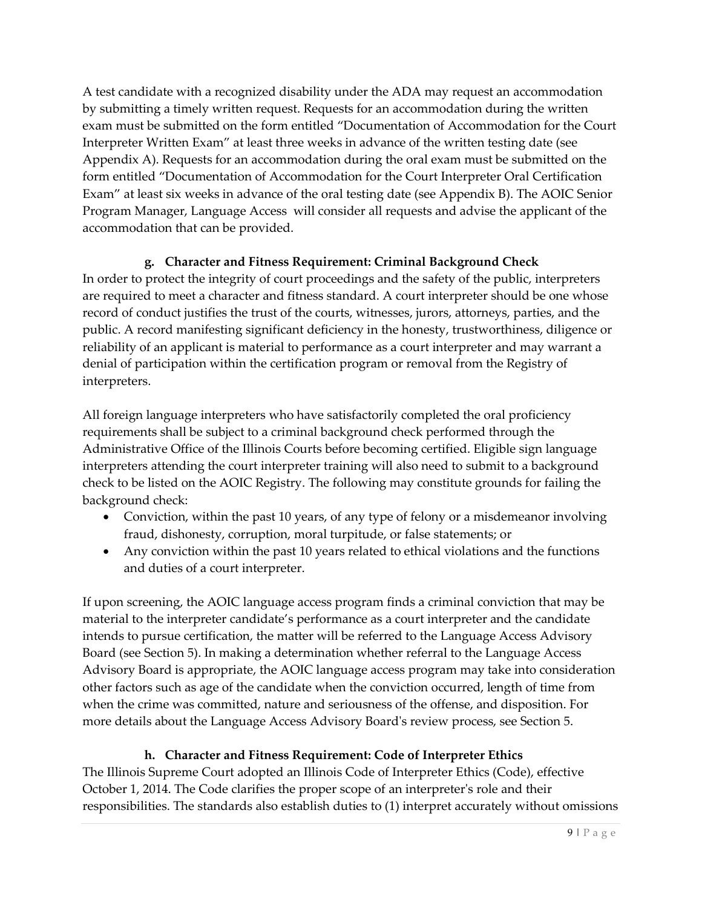A test candidate with a recognized disability under the ADA may request an accommodation by submitting a timely written request. Requests for an accommodation during the written exam must be submitted on the form entitled "Documentation of Accommodation for the Court Interpreter Written Exam" at least three weeks in advance of the written testing date (see Appendix A). Requests for an accommodation during the oral exam must be submitted on the form entitled "Documentation of Accommodation for the Court Interpreter Oral Certification Exam" at least six weeks in advance of the oral testing date (see Appendix B). The AOIC Senior Program Manager, Language Access will consider all requests and advise the applicant of the accommodation that can be provided.

#### g. Character and Fitness Requirement: Criminal Background Check

In order to protect the integrity of court proceedings and the safety of the public, interpreters are required to meet a character and fitness standard. A court interpreter should be one whose record of conduct justifies the trust of the courts, witnesses, jurors, attorneys, parties, and the public. A record manifesting significant deficiency in the honesty, trustworthiness, diligence or reliability of an applicant is material to performance as a court interpreter and may warrant a denial of participation within the certification program or removal from the Registry of interpreters.

All foreign language interpreters who have satisfactorily completed the oral proficiency requirements shall be subject to a criminal background check performed through the Administrative Office of the Illinois Courts before becoming certified. Eligible sign language interpreters attending the court interpreter training will also need to submit to a background check to be listed on the AOIC Registry. The following may constitute grounds for failing the background check:

- Conviction, within the past 10 years, of any type of felony or a misdemeanor involving fraud, dishonesty, corruption, moral turpitude, or false statements; or
- Any conviction within the past 10 years related to ethical violations and the functions and duties of a court interpreter.

If upon screening, the AOIC language access program finds a criminal conviction that may be material to the interpreter candidate's performance as a court interpreter and the candidate intends to pursue certification, the matter will be referred to the Language Access Advisory Board (see Section 5). In making a determination whether referral to the Language Access Advisory Board is appropriate, the AOIC language access program may take into consideration other factors such as age of the candidate when the conviction occurred, length of time from when the crime was committed, nature and seriousness of the offense, and disposition. For more details about the Language Access Advisory Board's review process, see Section 5.

#### h. Character and Fitness Requirement: Code of Interpreter Ethics

The Illinois Supreme Court adopted an Illinois Code of Interpreter Ethics (Code), effective October 1, 2014. The Code clarifies the proper scope of an interpreter's role and their responsibilities. The standards also establish duties to (1) interpret accurately without omissions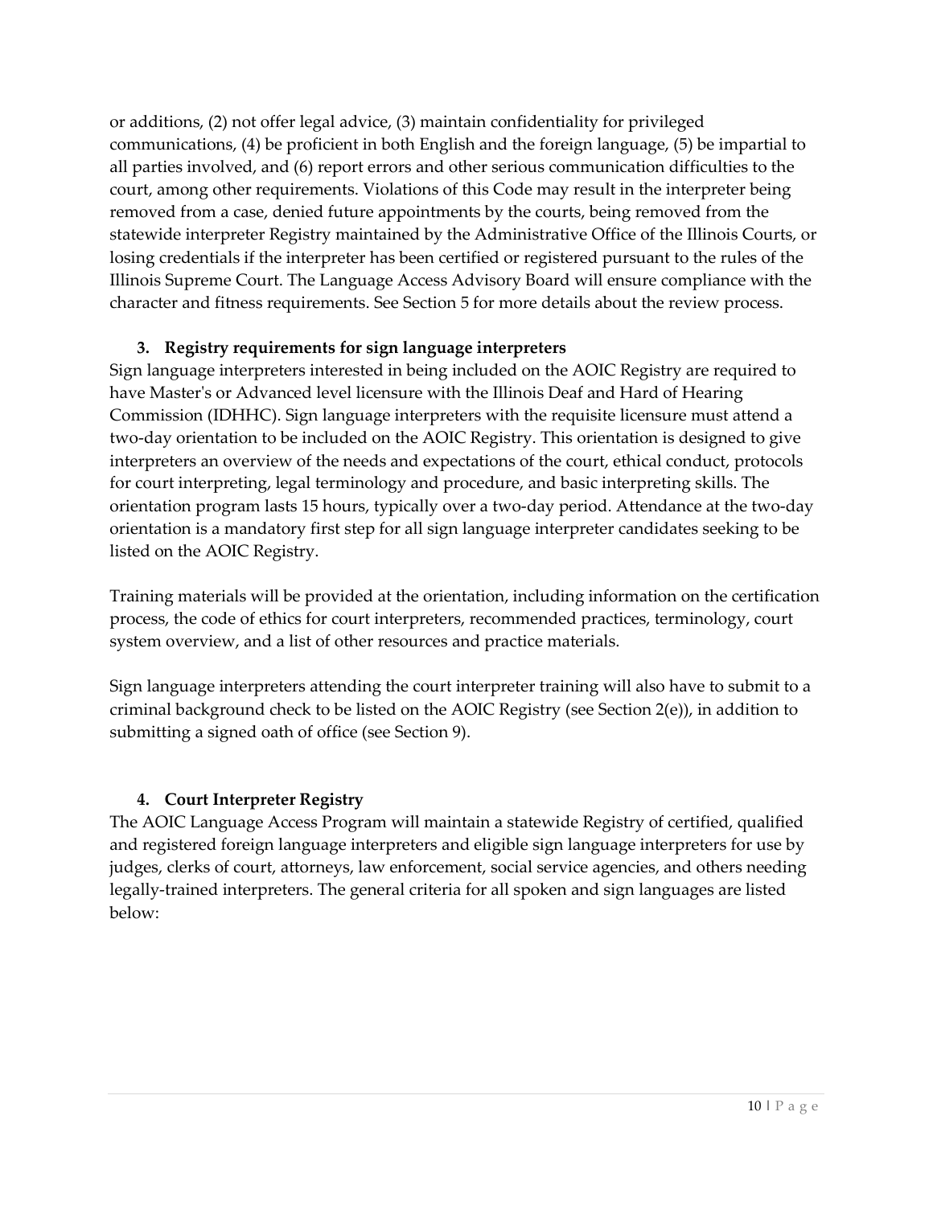or additions, (2) not offer legal advice, (3) maintain confidentiality for privileged communications, (4) be proficient in both English and the foreign language, (5) be impartial to all parties involved, and (6) report errors and other serious communication difficulties to the court, among other requirements. Violations of this Code may result in the interpreter being removed from a case, denied future appointments by the courts, being removed from the statewide interpreter Registry maintained by the Administrative Office of the Illinois Courts, or losing credentials if the interpreter has been certified or registered pursuant to the rules of the Illinois Supreme Court. The Language Access Advisory Board will ensure compliance with the character and fitness requirements. See Section 5 for more details about the review process.

### 3. Registry requirements for sign language interpreters

Sign language interpreters interested in being included on the AOIC Registry are required to have Master's or Advanced level licensure with the Illinois Deaf and Hard of Hearing Commission (IDHHC). Sign language interpreters with the requisite licensure must attend a two-day orientation to be included on the AOIC Registry. This orientation is designed to give interpreters an overview of the needs and expectations of the court, ethical conduct, protocols for court interpreting, legal terminology and procedure, and basic interpreting skills. The orientation program lasts 15 hours, typically over a two-day period. Attendance at the two-day orientation is a mandatory first step for all sign language interpreter candidates seeking to be listed on the AOIC Registry.

Training materials will be provided at the orientation, including information on the certification process, the code of ethics for court interpreters, recommended practices, terminology, court system overview, and a list of other resources and practice materials.

Sign language interpreters attending the court interpreter training will also have to submit to a criminal background check to be listed on the AOIC Registry (see Section 2(e)), in addition to submitting a signed oath of office (see Section 9).

### 4. Court Interpreter Registry

The AOIC Language Access Program will maintain a statewide Registry of certified, qualified and registered foreign language interpreters and eligible sign language interpreters for use by judges, clerks of court, attorneys, law enforcement, social service agencies, and others needing legally-trained interpreters. The general criteria for all spoken and sign languages are listed below: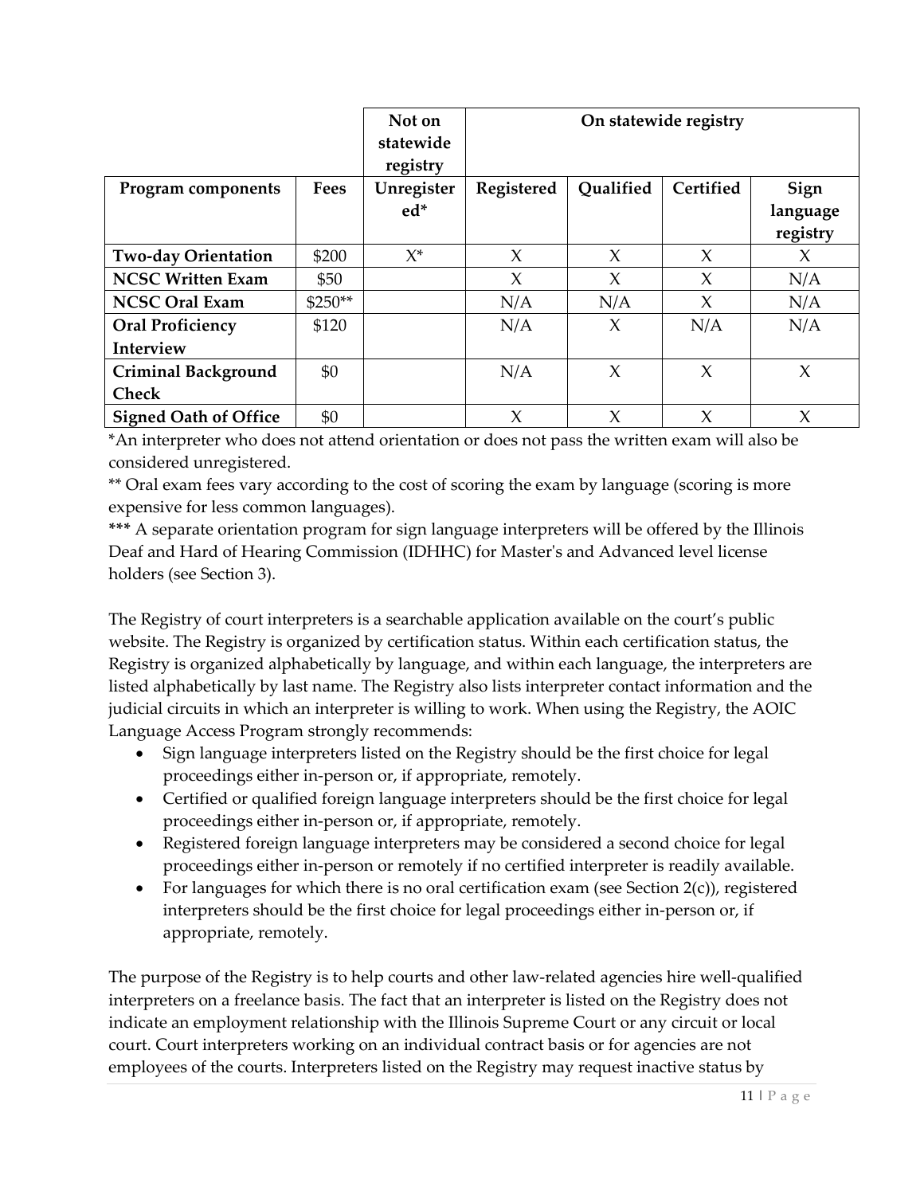| | | Not on statewide registry | On statewide registry | | | |
|---|---|---|---|---|---|---|
| **Program components** | **Fees** | **Unregistered*** | **Registered** | **Qualified** | **Certified** | **Sign language registry** |
| **Two-day Orientation** | $200 | X* | X | X | X | X |
| **NCSC Written Exam** | $50 | | X | X | X | N/A |
| **NCSC Oral Exam** | $250** | | N/A | N/A | X | N/A |
| **Oral Proficiency Interview** | $120 | | N/A | X | N/A | N/A |
| **Criminal Background Check** | $0 | | N/A | X | X | X |
| **Signed Oath of Office** | $0 | | X | X | X | X |

*An interpreter who does not attend orientation or does not pass the written exam will also be considered unregistered.

** Oral exam fees vary according to the cost of scoring the exam by language (scoring is more expensive for less common languages).

**\*\*\*** A separate orientation program for sign language interpreters will be offered by the Illinois Deaf and Hard of Hearing Commission (IDHHC) for Master's and Advanced level license holders (see Section 3).

The Registry of court interpreters is a searchable application available on the court's public website. The Registry is organized by certification status. Within each certification status, the Registry is organized alphabetically by language, and within each language, the interpreters are listed alphabetically by last name. The Registry also lists interpreter contact information and the judicial circuits in which an interpreter is willing to work. When using the Registry, the AOIC Language Access Program strongly recommends:

- Sign language interpreters listed on the Registry should be the first choice for legal proceedings either in-person or, if appropriate, remotely.
- Certified or qualified foreign language interpreters should be the first choice for legal proceedings either in-person or, if appropriate, remotely.
- Registered foreign language interpreters may be considered a second choice for legal proceedings either in-person or remotely if no certified interpreter is readily available.
- For languages for which there is no oral certification exam (see Section 2(c)), registered interpreters should be the first choice for legal proceedings either in-person or, if appropriate, remotely.

The purpose of the Registry is to help courts and other law-related agencies hire well-qualified interpreters on a freelance basis. The fact that an interpreter is listed on the Registry does not indicate an employment relationship with the Illinois Supreme Court or any circuit or local court. Court interpreters working on an individual contract basis or for agencies are not employees of the courts. Interpreters listed on the Registry may request inactive status by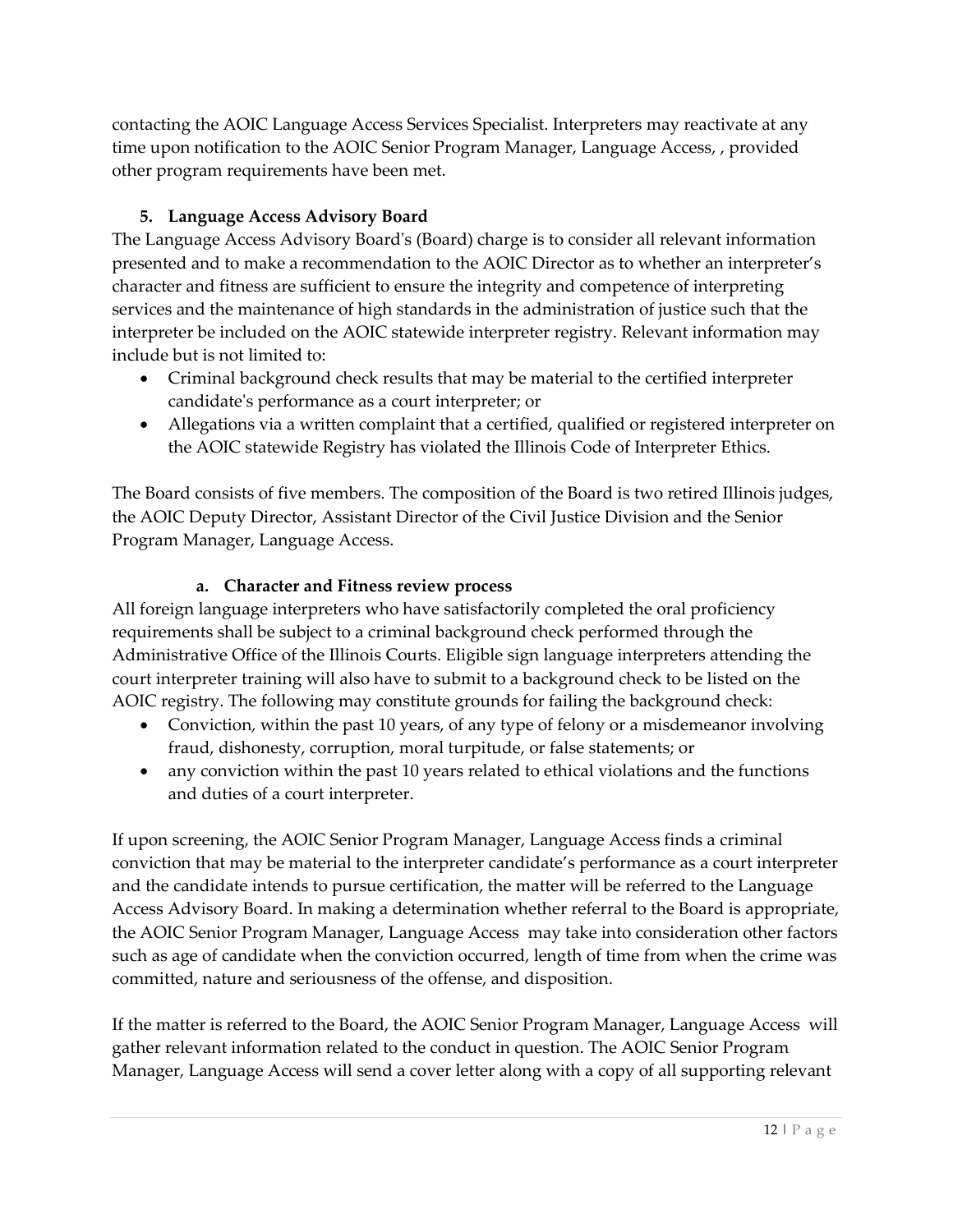contacting the AOIC Language Access Services Specialist. Interpreters may reactivate at any time upon notification to the AOIC Senior Program Manager, Language Access, , provided other program requirements have been met.

### 5. Language Access Advisory Board

The Language Access Advisory Board's (Board) charge is to consider all relevant information presented and to make a recommendation to the AOIC Director as to whether an interpreter's character and fitness are sufficient to ensure the integrity and competence of interpreting services and the maintenance of high standards in the administration of justice such that the interpreter be included on the AOIC statewide interpreter registry. Relevant information may include but is not limited to:

- Criminal background check results that may be material to the certified interpreter candidate's performance as a court interpreter; or
- Allegations via a written complaint that a certified, qualified or registered interpreter on the AOIC statewide Registry has violated the Illinois Code of Interpreter Ethics.

The Board consists of five members. The composition of the Board is two retired Illinois judges, the AOIC Deputy Director, Assistant Director of the Civil Justice Division and the Senior Program Manager, Language Access.

#### a. Character and Fitness review process

All foreign language interpreters who have satisfactorily completed the oral proficiency requirements shall be subject to a criminal background check performed through the Administrative Office of the Illinois Courts. Eligible sign language interpreters attending the court interpreter training will also have to submit to a background check to be listed on the AOIC registry. The following may constitute grounds for failing the background check:

- Conviction, within the past 10 years, of any type of felony or a misdemeanor involving fraud, dishonesty, corruption, moral turpitude, or false statements; or
- any conviction within the past 10 years related to ethical violations and the functions and duties of a court interpreter.

If upon screening, the AOIC Senior Program Manager, Language Access finds a criminal conviction that may be material to the interpreter candidate's performance as a court interpreter and the candidate intends to pursue certification, the matter will be referred to the Language Access Advisory Board. In making a determination whether referral to the Board is appropriate, the AOIC Senior Program Manager, Language Access may take into consideration other factors such as age of candidate when the conviction occurred, length of time from when the crime was committed, nature and seriousness of the offense, and disposition.

If the matter is referred to the Board, the AOIC Senior Program Manager, Language Access will gather relevant information related to the conduct in question. The AOIC Senior Program Manager, Language Access will send a cover letter along with a copy of all supporting relevant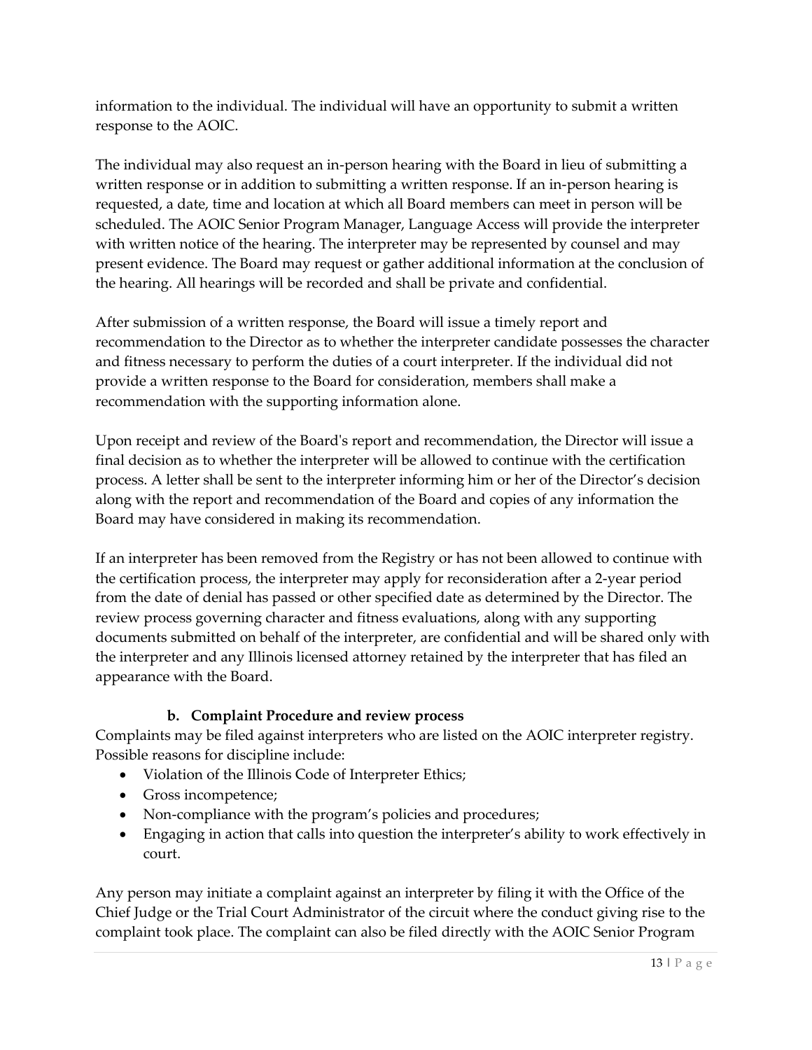information to the individual. The individual will have an opportunity to submit a written response to the AOIC.

The individual may also request an in-person hearing with the Board in lieu of submitting a written response or in addition to submitting a written response. If an in-person hearing is requested, a date, time and location at which all Board members can meet in person will be scheduled. The AOIC Senior Program Manager, Language Access will provide the interpreter with written notice of the hearing. The interpreter may be represented by counsel and may present evidence. The Board may request or gather additional information at the conclusion of the hearing. All hearings will be recorded and shall be private and confidential.

After submission of a written response, the Board will issue a timely report and recommendation to the Director as to whether the interpreter candidate possesses the character and fitness necessary to perform the duties of a court interpreter. If the individual did not provide a written response to the Board for consideration, members shall make a recommendation with the supporting information alone.

Upon receipt and review of the Board's report and recommendation, the Director will issue a final decision as to whether the interpreter will be allowed to continue with the certification process. A letter shall be sent to the interpreter informing him or her of the Director's decision along with the report and recommendation of the Board and copies of any information the Board may have considered in making its recommendation.

If an interpreter has been removed from the Registry or has not been allowed to continue with the certification process, the interpreter may apply for reconsideration after a 2-year period from the date of denial has passed or other specified date as determined by the Director. The review process governing character and fitness evaluations, along with any supporting documents submitted on behalf of the interpreter, are confidential and will be shared only with the interpreter and any Illinois licensed attorney retained by the interpreter that has filed an appearance with the Board.

#### b. Complaint Procedure and review process

Complaints may be filed against interpreters who are listed on the AOIC interpreter registry. Possible reasons for discipline include:

- Violation of the Illinois Code of Interpreter Ethics;
- Gross incompetence;
- Non-compliance with the program's policies and procedures;
- Engaging in action that calls into question the interpreter's ability to work effectively in court.

Any person may initiate a complaint against an interpreter by filing it with the Office of the Chief Judge or the Trial Court Administrator of the circuit where the conduct giving rise to the complaint took place. The complaint can also be filed directly with the AOIC Senior Program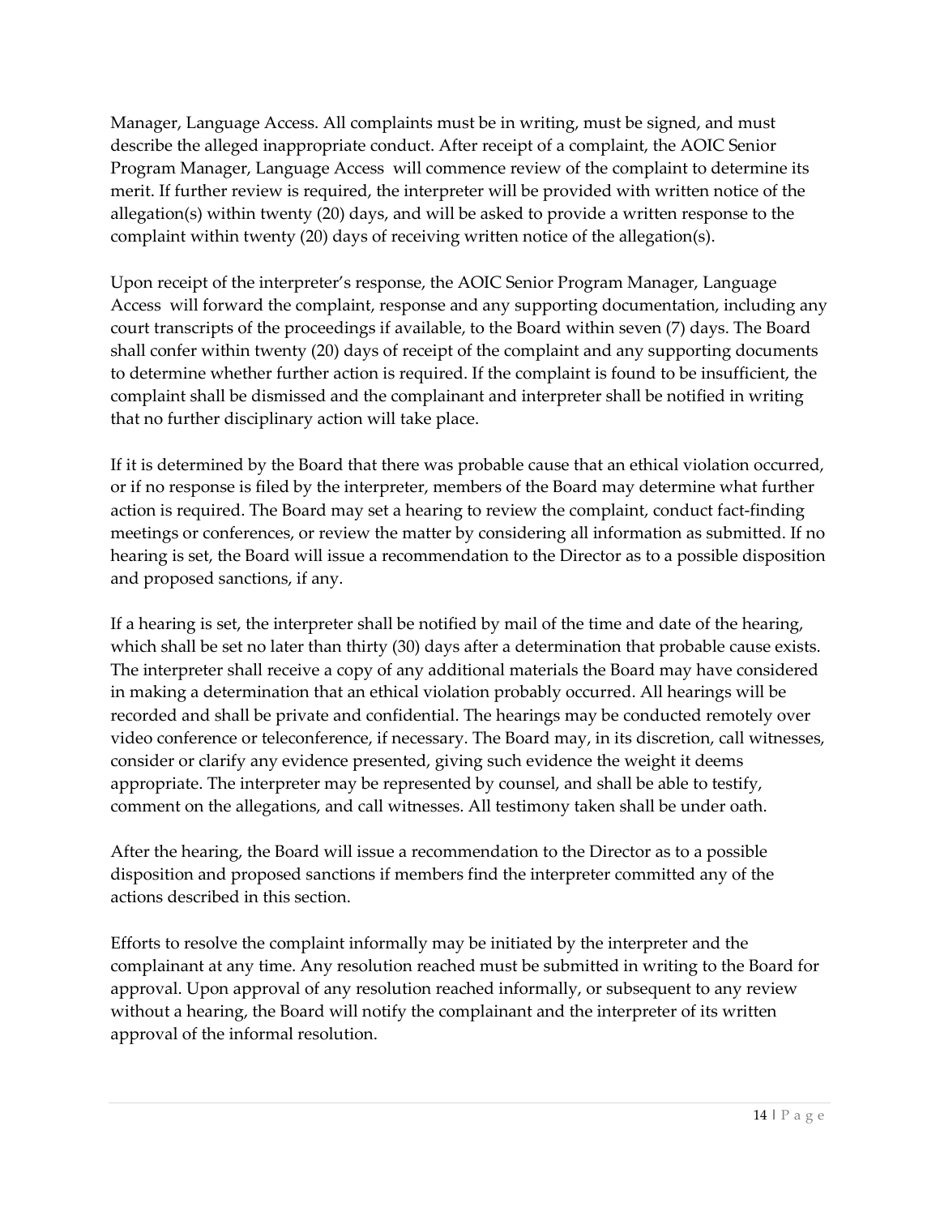Manager, Language Access. All complaints must be in writing, must be signed, and must describe the alleged inappropriate conduct. After receipt of a complaint, the AOIC Senior Program Manager, Language Access will commence review of the complaint to determine its merit. If further review is required, the interpreter will be provided with written notice of the allegation(s) within twenty (20) days, and will be asked to provide a written response to the complaint within twenty (20) days of receiving written notice of the allegation(s).

Upon receipt of the interpreter's response, the AOIC Senior Program Manager, Language Access will forward the complaint, response and any supporting documentation, including any court transcripts of the proceedings if available, to the Board within seven (7) days. The Board shall confer within twenty (20) days of receipt of the complaint and any supporting documents to determine whether further action is required. If the complaint is found to be insufficient, the complaint shall be dismissed and the complainant and interpreter shall be notified in writing that no further disciplinary action will take place.

If it is determined by the Board that there was probable cause that an ethical violation occurred, or if no response is filed by the interpreter, members of the Board may determine what further action is required. The Board may set a hearing to review the complaint, conduct fact-finding meetings or conferences, or review the matter by considering all information as submitted. If no hearing is set, the Board will issue a recommendation to the Director as to a possible disposition and proposed sanctions, if any.

If a hearing is set, the interpreter shall be notified by mail of the time and date of the hearing, which shall be set no later than thirty (30) days after a determination that probable cause exists. The interpreter shall receive a copy of any additional materials the Board may have considered in making a determination that an ethical violation probably occurred. All hearings will be recorded and shall be private and confidential. The hearings may be conducted remotely over video conference or teleconference, if necessary. The Board may, in its discretion, call witnesses, consider or clarify any evidence presented, giving such evidence the weight it deems appropriate. The interpreter may be represented by counsel, and shall be able to testify, comment on the allegations, and call witnesses. All testimony taken shall be under oath.

After the hearing, the Board will issue a recommendation to the Director as to a possible disposition and proposed sanctions if members find the interpreter committed any of the actions described in this section.

Efforts to resolve the complaint informally may be initiated by the interpreter and the complainant at any time. Any resolution reached must be submitted in writing to the Board for approval. Upon approval of any resolution reached informally, or subsequent to any review without a hearing, the Board will notify the complainant and the interpreter of its written approval of the informal resolution.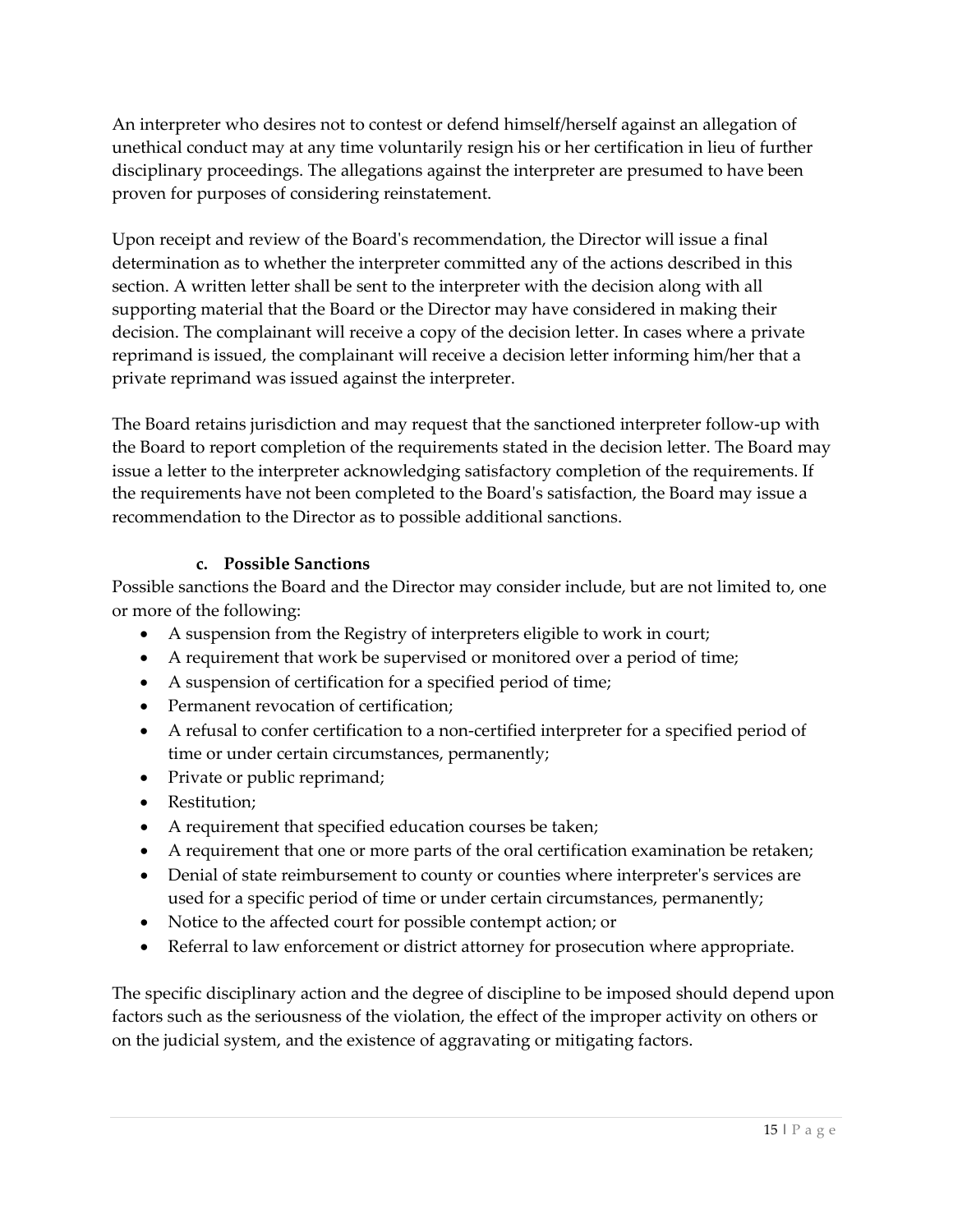An interpreter who desires not to contest or defend himself/herself against an allegation of unethical conduct may at any time voluntarily resign his or her certification in lieu of further disciplinary proceedings. The allegations against the interpreter are presumed to have been proven for purposes of considering reinstatement.

Upon receipt and review of the Board's recommendation, the Director will issue a final determination as to whether the interpreter committed any of the actions described in this section. A written letter shall be sent to the interpreter with the decision along with all supporting material that the Board or the Director may have considered in making their decision. The complainant will receive a copy of the decision letter. In cases where a private reprimand is issued, the complainant will receive a decision letter informing him/her that a private reprimand was issued against the interpreter.

The Board retains jurisdiction and may request that the sanctioned interpreter follow-up with the Board to report completion of the requirements stated in the decision letter. The Board may issue a letter to the interpreter acknowledging satisfactory completion of the requirements. If the requirements have not been completed to the Board's satisfaction, the Board may issue a recommendation to the Director as to possible additional sanctions.

#### c. Possible Sanctions

Possible sanctions the Board and the Director may consider include, but are not limited to, one or more of the following:

- A suspension from the Registry of interpreters eligible to work in court;
- A requirement that work be supervised or monitored over a period of time;
- A suspension of certification for a specified period of time;
- Permanent revocation of certification;
- A refusal to confer certification to a non-certified interpreter for a specified period of time or under certain circumstances, permanently;
- Private or public reprimand;
- Restitution;
- A requirement that specified education courses be taken;
- A requirement that one or more parts of the oral certification examination be retaken;
- Denial of state reimbursement to county or counties where interpreter's services are used for a specific period of time or under certain circumstances, permanently;
- Notice to the affected court for possible contempt action; or
- Referral to law enforcement or district attorney for prosecution where appropriate.

The specific disciplinary action and the degree of discipline to be imposed should depend upon factors such as the seriousness of the violation, the effect of the improper activity on others or on the judicial system, and the existence of aggravating or mitigating factors.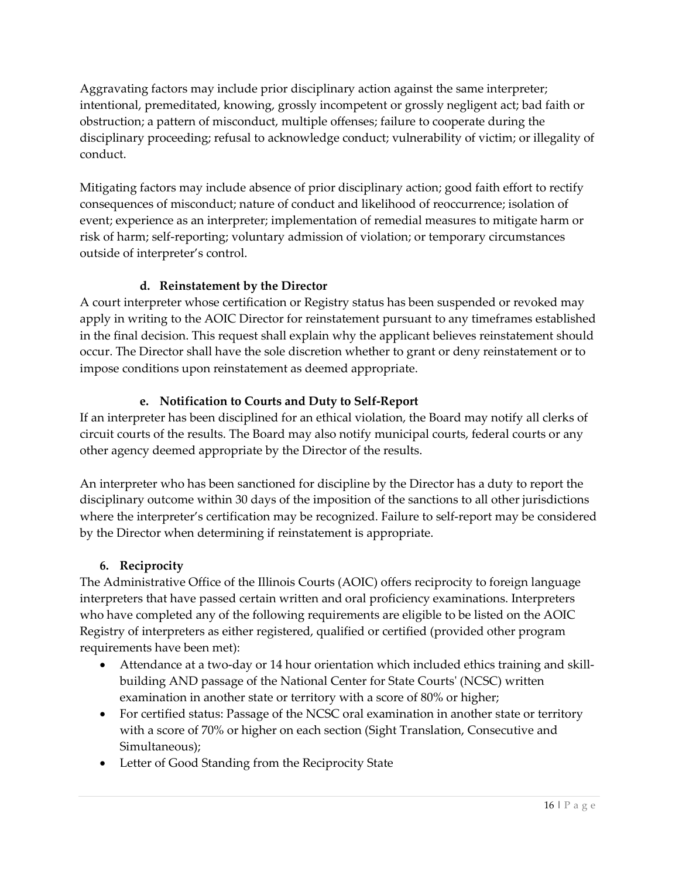Aggravating factors may include prior disciplinary action against the same interpreter; intentional, premeditated, knowing, grossly incompetent or grossly negligent act; bad faith or obstruction; a pattern of misconduct, multiple offenses; failure to cooperate during the disciplinary proceeding; refusal to acknowledge conduct; vulnerability of victim; or illegality of conduct.

Mitigating factors may include absence of prior disciplinary action; good faith effort to rectify consequences of misconduct; nature of conduct and likelihood of reoccurrence; isolation of event; experience as an interpreter; implementation of remedial measures to mitigate harm or risk of harm; self-reporting; voluntary admission of violation; or temporary circumstances outside of interpreter's control.

#### d. Reinstatement by the Director

A court interpreter whose certification or Registry status has been suspended or revoked may apply in writing to the AOIC Director for reinstatement pursuant to any timeframes established in the final decision. This request shall explain why the applicant believes reinstatement should occur. The Director shall have the sole discretion whether to grant or deny reinstatement or to impose conditions upon reinstatement as deemed appropriate.

#### e. Notification to Courts and Duty to Self-Report

If an interpreter has been disciplined for an ethical violation, the Board may notify all clerks of circuit courts of the results. The Board may also notify municipal courts, federal courts or any other agency deemed appropriate by the Director of the results.

An interpreter who has been sanctioned for discipline by the Director has a duty to report the disciplinary outcome within 30 days of the imposition of the sanctions to all other jurisdictions where the interpreter's certification may be recognized. Failure to self-report may be considered by the Director when determining if reinstatement is appropriate.

### 6. Reciprocity

The Administrative Office of the Illinois Courts (AOIC) offers reciprocity to foreign language interpreters that have passed certain written and oral proficiency examinations. Interpreters who have completed any of the following requirements are eligible to be listed on the AOIC Registry of interpreters as either registered, qualified or certified (provided other program requirements have been met):

- Attendance at a two-day or 14 hour orientation which included ethics training and skill-building AND passage of the National Center for State Courts' (NCSC) written examination in another state or territory with a score of 80% or higher;
- For certified status: Passage of the NCSC oral examination in another state or territory with a score of 70% or higher on each section (Sight Translation, Consecutive and Simultaneous);
- Letter of Good Standing from the Reciprocity State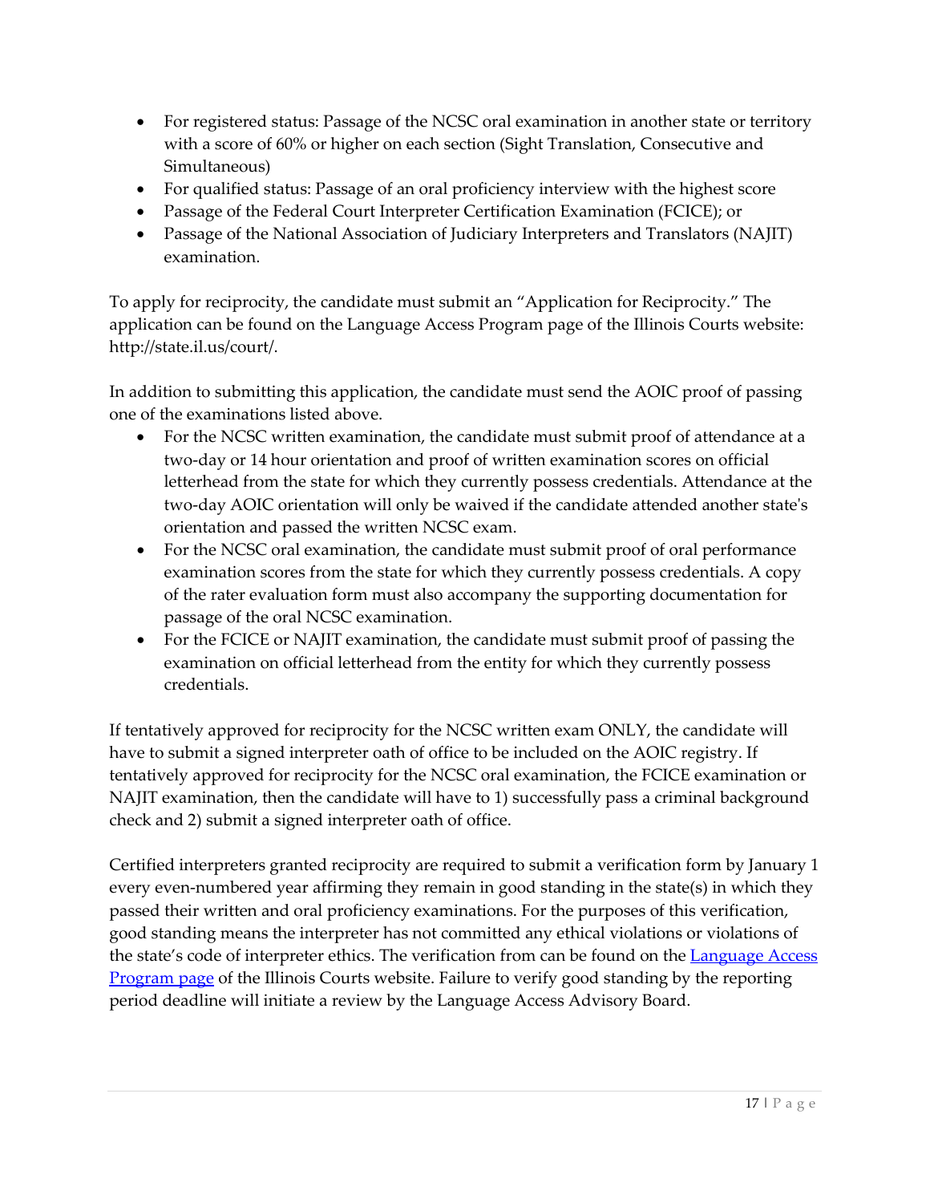- For registered status: Passage of the NCSC oral examination in another state or territory with a score of 60% or higher on each section (Sight Translation, Consecutive and Simultaneous)
- For qualified status: Passage of an oral proficiency interview with the highest score
- Passage of the Federal Court Interpreter Certification Examination (FCICE); or
- Passage of the National Association of Judiciary Interpreters and Translators (NAJIT) examination.

To apply for reciprocity, the candidate must submit an "Application for Reciprocity." The application can be found on the Language Access Program page of the Illinois Courts website: http://state.il.us/court/.

In addition to submitting this application, the candidate must send the AOIC proof of passing one of the examinations listed above.

- For the NCSC written examination, the candidate must submit proof of attendance at a two-day or 14 hour orientation and proof of written examination scores on official letterhead from the state for which they currently possess credentials. Attendance at the two-day AOIC orientation will only be waived if the candidate attended another state's orientation and passed the written NCSC exam.
- For the NCSC oral examination, the candidate must submit proof of oral performance examination scores from the state for which they currently possess credentials. A copy of the rater evaluation form must also accompany the supporting documentation for passage of the oral NCSC examination.
- For the FCICE or NAJIT examination, the candidate must submit proof of passing the examination on official letterhead from the entity for which they currently possess credentials.

If tentatively approved for reciprocity for the NCSC written exam ONLY, the candidate will have to submit a signed interpreter oath of office to be included on the AOIC registry. If tentatively approved for reciprocity for the NCSC oral examination, the FCICE examination or NAJIT examination, then the candidate will have to 1) successfully pass a criminal background check and 2) submit a signed interpreter oath of office.

Certified interpreters granted reciprocity are required to submit a verification form by January 1 every even-numbered year affirming they remain in good standing in the state(s) in which they passed their written and oral proficiency examinations. For the purposes of this verification, good standing means the interpreter has not committed any ethical violations or violations of the state's code of interpreter ethics. The verification from can be found on the [Language Access Program page] of the Illinois Courts website. Failure to verify good standing by the reporting period deadline will initiate a review by the Language Access Advisory Board.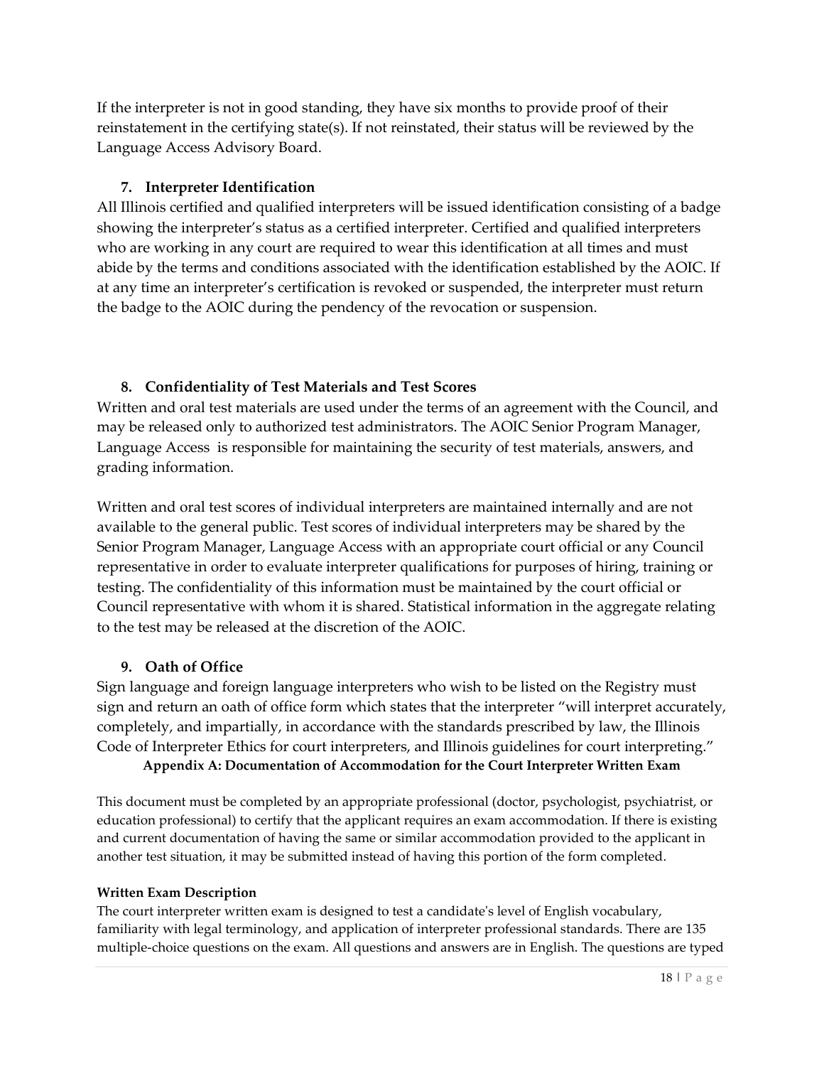If the interpreter is not in good standing, they have six months to provide proof of their reinstatement in the certifying state(s). If not reinstated, their status will be reviewed by the Language Access Advisory Board.

### 7. Interpreter Identification

All Illinois certified and qualified interpreters will be issued identification consisting of a badge showing the interpreter's status as a certified interpreter. Certified and qualified interpreters who are working in any court are required to wear this identification at all times and must abide by the terms and conditions associated with the identification established by the AOIC. If at any time an interpreter's certification is revoked or suspended, the interpreter must return the badge to the AOIC during the pendency of the revocation or suspension.

### 8. Confidentiality of Test Materials and Test Scores

Written and oral test materials are used under the terms of an agreement with the Council, and may be released only to authorized test administrators. The AOIC Senior Program Manager, Language Access is responsible for maintaining the security of test materials, answers, and grading information.

Written and oral test scores of individual interpreters are maintained internally and are not available to the general public. Test scores of individual interpreters may be shared by the Senior Program Manager, Language Access with an appropriate court official or any Council representative in order to evaluate interpreter qualifications for purposes of hiring, training or testing. The confidentiality of this information must be maintained by the court official or Council representative with whom it is shared. Statistical information in the aggregate relating to the test may be released at the discretion of the AOIC.

### 9. Oath of Office

Sign language and foreign language interpreters who wish to be listed on the Registry must sign and return an oath of office form which states that the interpreter "will interpret accurately, completely, and impartially, in accordance with the standards prescribed by law, the Illinois Code of Interpreter Ethics for court interpreters, and Illinois guidelines for court interpreting."

## Appendix A: Documentation of Accommodation for the Court Interpreter Written Exam

This document must be completed by an appropriate professional (doctor, psychologist, psychiatrist, or education professional) to certify that the applicant requires an exam accommodation. If there is existing and current documentation of having the same or similar accommodation provided to the applicant in another test situation, it may be submitted instead of having this portion of the form completed.

**Written Exam Description**

The court interpreter written exam is designed to test a candidate's level of English vocabulary, familiarity with legal terminology, and application of interpreter professional standards. There are 135 multiple-choice questions on the exam. All questions and answers are in English. The questions are typed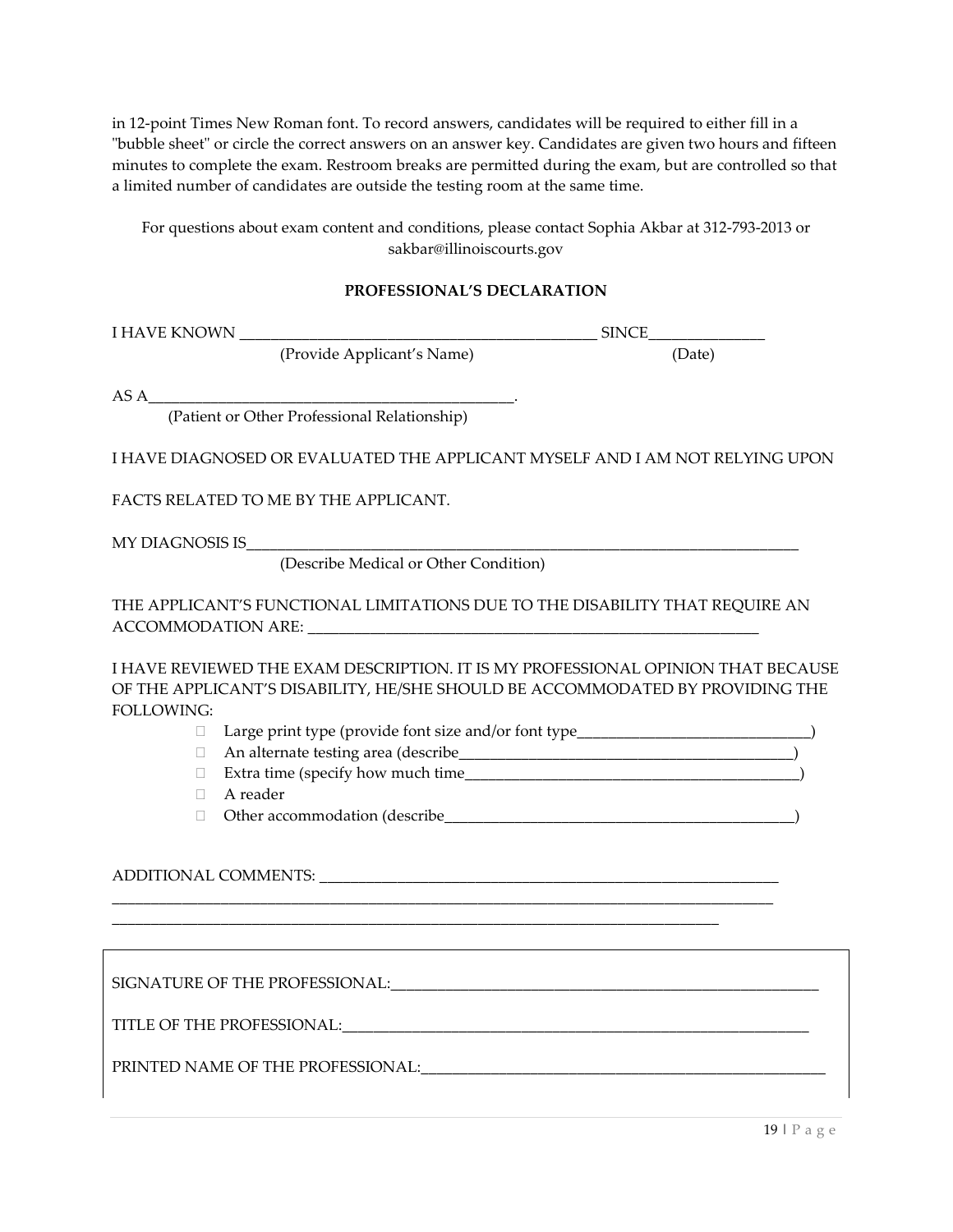in 12-point Times New Roman font. To record answers, candidates will be required to either fill in a "bubble sheet" or circle the correct answers on an answer key. Candidates are given two hours and fifteen minutes to complete the exam. Restroom breaks are permitted during the exam, but are controlled so that a limited number of candidates are outside the testing room at the same time.

For questions about exam content and conditions, please contact Sophia Akbar at 312-793-2013 or sakbar@illinoiscourts.gov

**PROFESSIONAL'S DECLARATION**

I HAVE KNOWN _______________________________________________ SINCE_______________
(Provide Applicant's Name) (Date)

AS A________________________________________________.
(Patient or Other Professional Relationship)

I HAVE DIAGNOSED OR EVALUATED THE APPLICANT MYSELF AND I AM NOT RELYING UPON

FACTS RELATED TO ME BY THE APPLICANT.

MY DIAGNOSIS IS___________________________________________________________________________
(Describe Medical or Other Condition)

THE APPLICANT'S FUNCTIONAL LIMITATIONS DUE TO THE DISABILITY THAT REQUIRE AN ACCOMMODATION ARE: ____________________________________________________________

I HAVE REVIEWED THE EXAM DESCRIPTION. IT IS MY PROFESSIONAL OPINION THAT BECAUSE OF THE APPLICANT'S DISABILITY, HE/SHE SHOULD BE ACCOMMODATED BY PROVIDING THE FOLLOWING:

- ☐ Large print type (provide font size and/or font type_______________________________)
- ☐ An alternate testing area (describe____________________________________________)
- ☐ Extra time (specify how much time_____________________________________________)
- ☐ A reader
- ☐ Other accommodation (describe_______________________________________________)

ADDITIONAL COMMENTS: _____________________________________________________________
_______________________________________________________________________________________
_____________________________________________________________________________

SIGNATURE OF THE PROFESSIONAL:_________________________________________________________

TITLE OF THE PROFESSIONAL:_______________________________________________________________

PRINTED NAME OF THE PROFESSIONAL:_____________________________________________________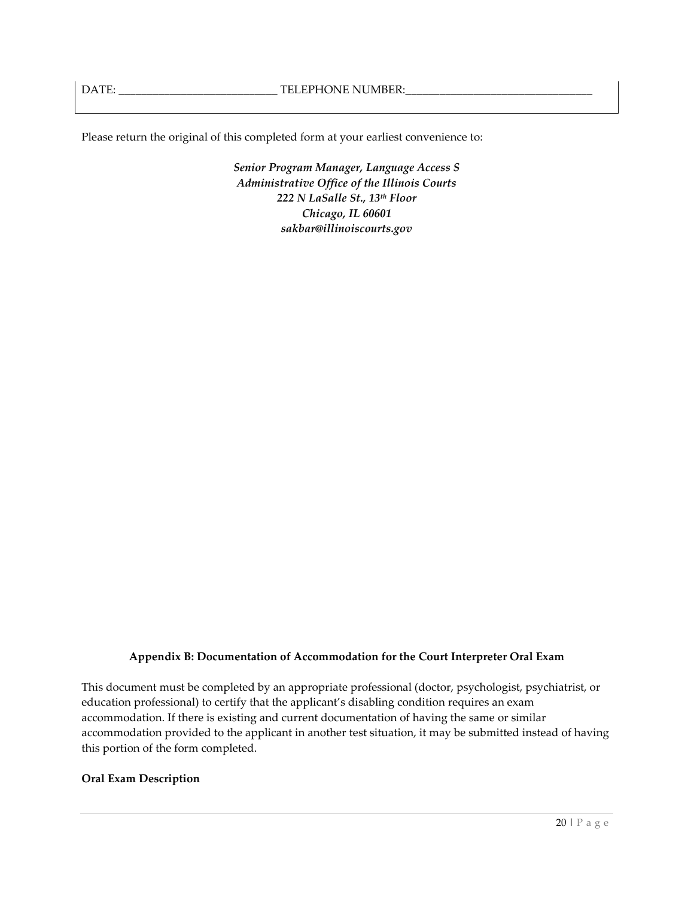DATE: ____________________________ TELEPHONE NUMBER:_________________________________

Please return the original of this completed form at your earliest convenience to:

*Senior Program Manager, Language Access S*
*Administrative Office of the Illinois Courts*
*222 N LaSalle St., 13th Floor*
*Chicago, IL 60601*
*sakbar@illinoiscourts.gov*

**Appendix B: Documentation of Accommodation for the Court Interpreter Oral Exam**

This document must be completed by an appropriate professional (doctor, psychologist, psychiatrist, or education professional) to certify that the applicant's disabling condition requires an exam accommodation. If there is existing and current documentation of having the same or similar accommodation provided to the applicant in another test situation, it may be submitted instead of having this portion of the form completed.

**Oral Exam Description**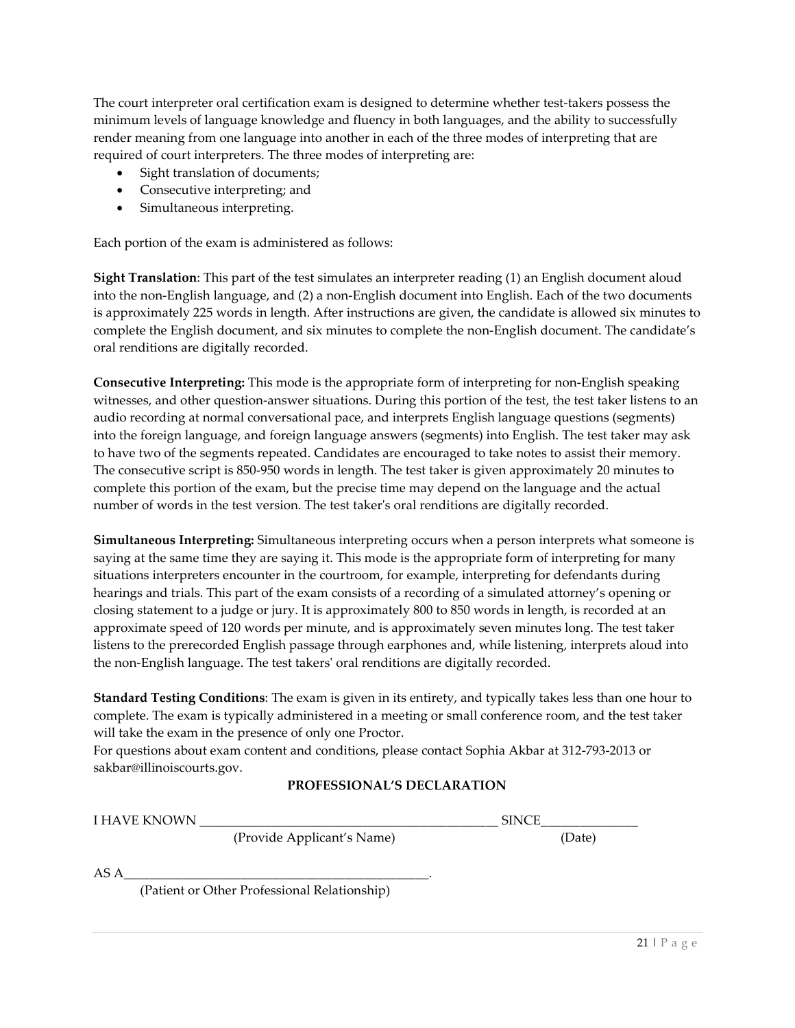The court interpreter oral certification exam is designed to determine whether test-takers possess the minimum levels of language knowledge and fluency in both languages, and the ability to successfully render meaning from one language into another in each of the three modes of interpreting that are required of court interpreters. The three modes of interpreting are:

- Sight translation of documents;
- Consecutive interpreting; and
- Simultaneous interpreting.

Each portion of the exam is administered as follows:

**Sight Translation**: This part of the test simulates an interpreter reading (1) an English document aloud into the non-English language, and (2) a non-English document into English. Each of the two documents is approximately 225 words in length. After instructions are given, the candidate is allowed six minutes to complete the English document, and six minutes to complete the non-English document. The candidate's oral renditions are digitally recorded.

**Consecutive Interpreting:** This mode is the appropriate form of interpreting for non-English speaking witnesses, and other question-answer situations. During this portion of the test, the test taker listens to an audio recording at normal conversational pace, and interprets English language questions (segments) into the foreign language, and foreign language answers (segments) into English. The test taker may ask to have two of the segments repeated. Candidates are encouraged to take notes to assist their memory. The consecutive script is 850-950 words in length. The test taker is given approximately 20 minutes to complete this portion of the exam, but the precise time may depend on the language and the actual number of words in the test version. The test taker's oral renditions are digitally recorded.

**Simultaneous Interpreting:** Simultaneous interpreting occurs when a person interprets what someone is saying at the same time they are saying it. This mode is the appropriate form of interpreting for many situations interpreters encounter in the courtroom, for example, interpreting for defendants during hearings and trials. This part of the exam consists of a recording of a simulated attorney's opening or closing statement to a judge or jury. It is approximately 800 to 850 words in length, is recorded at an approximate speed of 120 words per minute, and is approximately seven minutes long. The test taker listens to the prerecorded English passage through earphones and, while listening, interprets aloud into the non-English language. The test takers' oral renditions are digitally recorded.

**Standard Testing Conditions**: The exam is given in its entirety, and typically takes less than one hour to complete. The exam is typically administered in a meeting or small conference room, and the test taker will take the exam in the presence of only one Proctor.
For questions about exam content and conditions, please contact Sophia Akbar at 312-793-2013 or sakbar@illinoiscourts.gov.

**PROFESSIONAL'S DECLARATION**

I HAVE KNOWN ______________________________________________ SINCE_______________
(Provide Applicant's Name) (Date)

AS A________________________________________________.
(Patient or Other Professional Relationship)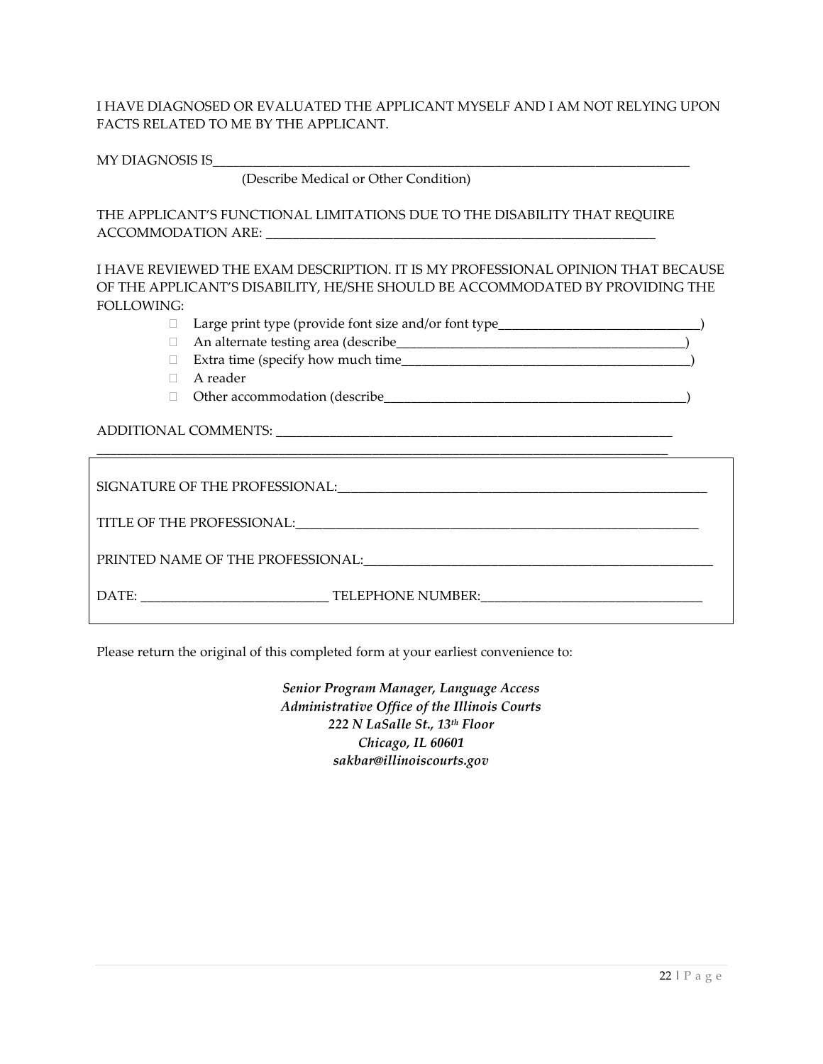I HAVE DIAGNOSED OR EVALUATED THE APPLICANT MYSELF AND I AM NOT RELYING UPON FACTS RELATED TO ME BY THE APPLICANT.

MY DIAGNOSIS IS_______________________________________________________________________________

(Describe Medical or Other Condition)

THE APPLICANT'S FUNCTIONAL LIMITATIONS DUE TO THE DISABILITY THAT REQUIRE ACCOMMODATION ARE: _____________________________________________________________

I HAVE REVIEWED THE EXAM DESCRIPTION. IT IS MY PROFESSIONAL OPINION THAT BECAUSE OF THE APPLICANT'S DISABILITY, HE/SHE SHOULD BE ACCOMMODATED BY PROVIDING THE FOLLOWING:

- ☐ Large print type (provide font size and/or font type_______________________________)
- ☐ An alternate testing area (describe_____________________________________________)
- ☐ Extra time (specify how much time______________________________________________)
- ☐ A reader
- ☐ Other accommodation (describe_______________________________________________)

ADDITIONAL COMMENTS: ________________________________________________________________

_____________________________________________________________________________________________

SIGNATURE OF THE PROFESSIONAL:__________________________________________________________

TITLE OF THE PROFESSIONAL:_______________________________________________________________

PRINTED NAME OF THE PROFESSIONAL:_______________________________________________________

DATE: ____________________________ TELEPHONE NUMBER:__________________________________

Please return the original of this completed form at your earliest convenience to:

*Senior Program Manager, Language Access*
*Administrative Office of the Illinois Courts*
*222 N LaSalle St., 13th Floor*
*Chicago, IL 60601*
*sakbar@illinoiscourts.gov*